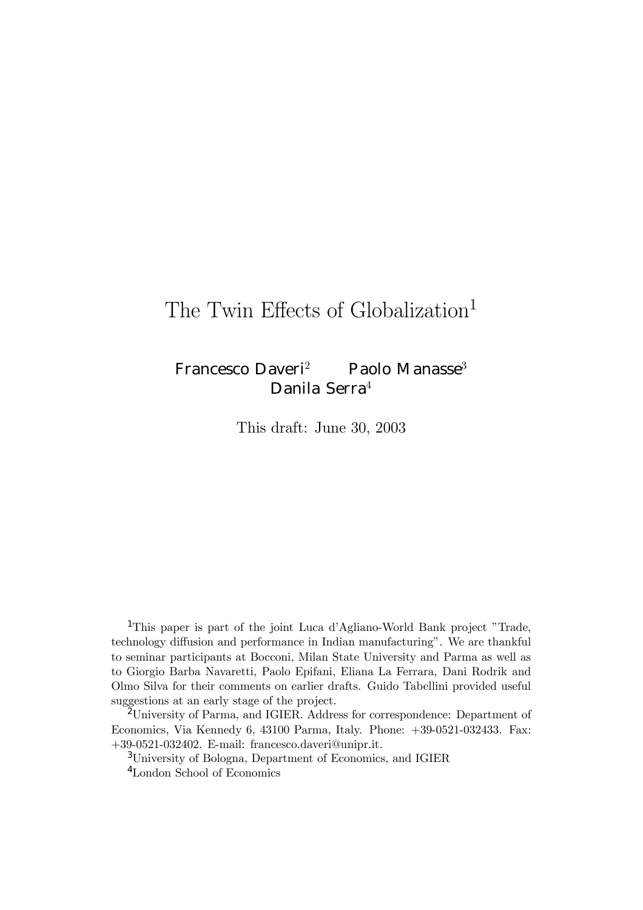# The Twin Effects of Globalization[1]

Francesco Daveri[2] Paolo Manasse[3]
Danila Serra[4]

This draft: June 30, 2003

[1] This paper is part of the joint Luca d'Agliano-World Bank project "Trade, technology diffusion and performance in Indian manufacturing". We are thankful to seminar participants at Bocconi, Milan State University and Parma as well as to Giorgio Barba Navaretti, Paolo Epifani, Eliana La Ferrara, Dani Rodrik and Olmo Silva for their comments on earlier drafts. Guido Tabellini provided useful suggestions at an early stage of the project.

[2] University of Parma, and IGIER. Address for correspondence: Department of Economics, Via Kennedy 6, 43100 Parma, Italy. Phone: +39-0521-032433. Fax: +39-0521-032402. E-mail: francesco.daveri@unipr.it.

[3] University of Bologna, Department of Economics, and IGIER

[4] London School of Economics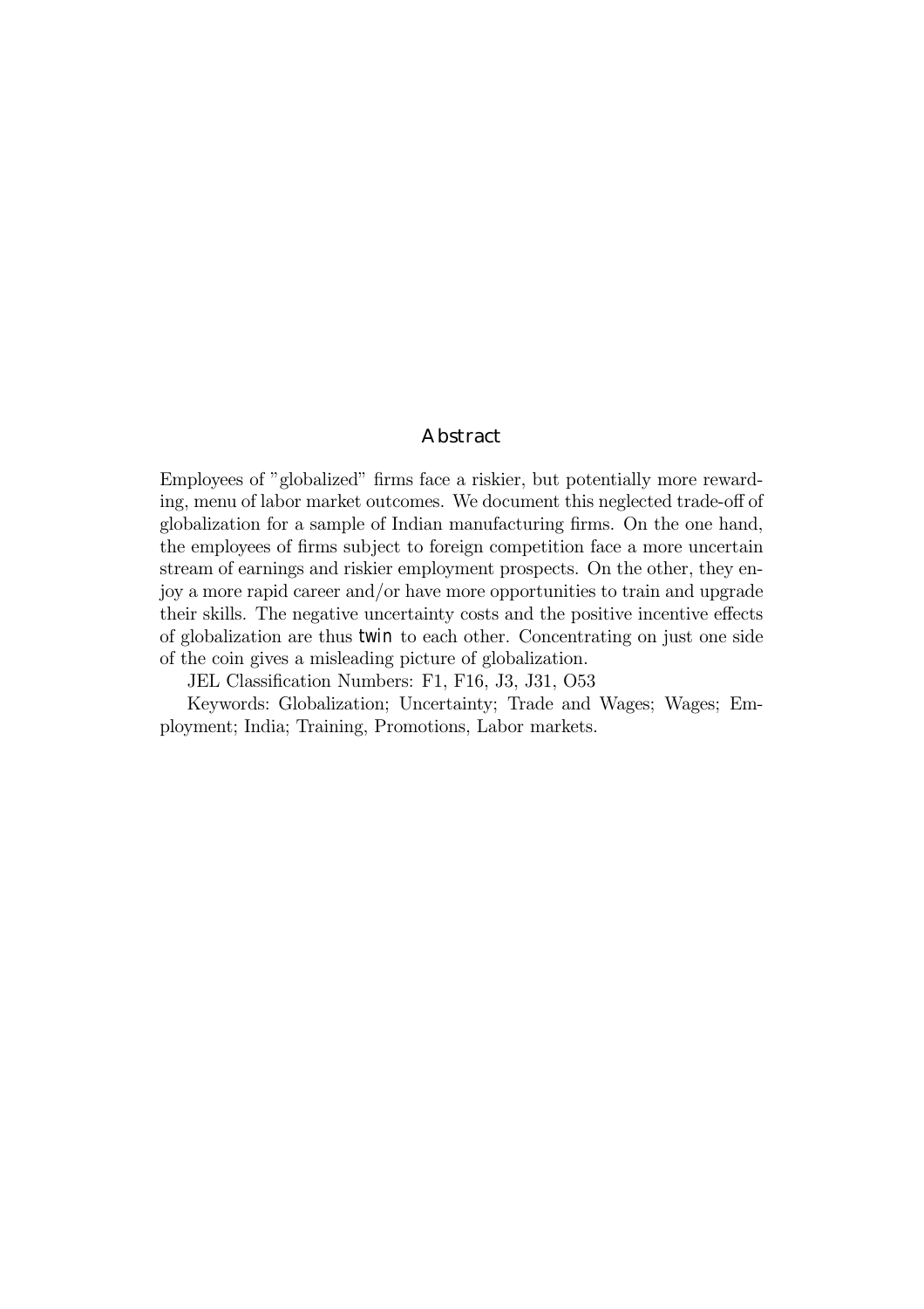## Abstract

Employees of "globalized" firms face a riskier, but potentially more rewarding, menu of labor market outcomes. We document this neglected trade-off of globalization for a sample of Indian manufacturing firms. On the one hand, the employees of firms subject to foreign competition face a more uncertain stream of earnings and riskier employment prospects. On the other, they enjoy a more rapid career and/or have more opportunities to train and upgrade their skills. The negative uncertainty costs and the positive incentive effects of globalization are thus twin to each other. Concentrating on just one side of the coin gives a misleading picture of globalization.

JEL Classification Numbers: F1, F16, J3, J31, O53

Keywords: Globalization; Uncertainty; Trade and Wages; Wages; Employment; India; Training, Promotions, Labor markets.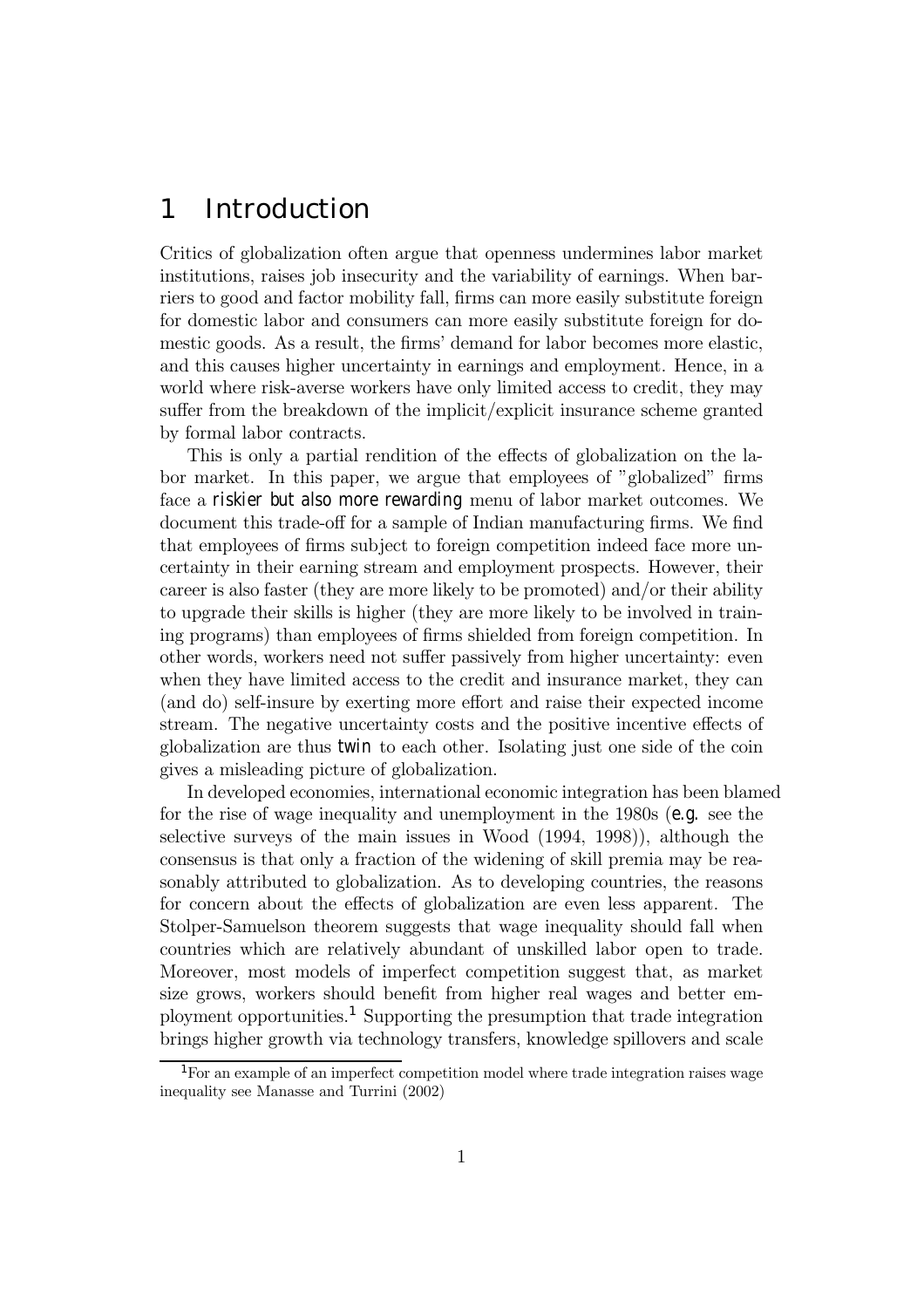# 1 Introduction

Critics of globalization often argue that openness undermines labor market institutions, raises job insecurity and the variability of earnings. When barriers to good and factor mobility fall, firms can more easily substitute foreign for domestic labor and consumers can more easily substitute foreign for domestic goods. As a result, the firms' demand for labor becomes more elastic, and this causes higher uncertainty in earnings and employment. Hence, in a world where risk-averse workers have only limited access to credit, they may suffer from the breakdown of the implicit/explicit insurance scheme granted by formal labor contracts.

This is only a partial rendition of the effects of globalization on the labor market. In this paper, we argue that employees of "globalized" firms face a *riskier but also more rewarding* menu of labor market outcomes. We document this trade-off for a sample of Indian manufacturing firms. We find that employees of firms subject to foreign competition indeed face more uncertainty in their earning stream and employment prospects. However, their career is also faster (they are more likely to be promoted) and/or their ability to upgrade their skills is higher (they are more likely to be involved in training programs) than employees of firms shielded from foreign competition. In other words, workers need not suffer passively from higher uncertainty: even when they have limited access to the credit and insurance market, they can (and do) self-insure by exerting more effort and raise their expected income stream. The negative uncertainty costs and the positive incentive effects of globalization are thus *twin* to each other. Isolating just one side of the coin gives a misleading picture of globalization.

In developed economies, international economic integration has been blamed for the rise of wage inequality and unemployment in the 1980s (*e.g.* see the selective surveys of the main issues in Wood (1994, 1998)), although the consensus is that only a fraction of the widening of skill premia may be reasonably attributed to globalization. As to developing countries, the reasons for concern about the effects of globalization are even less apparent. The Stolper-Samuelson theorem suggests that wage inequality should fall when countries which are relatively abundant of unskilled labor open to trade. Moreover, most models of imperfect competition suggest that, as market size grows, workers should benefit from higher real wages and better employment opportunities.[1] Supporting the presumption that trade integration brings higher growth via technology transfers, knowledge spillovers and scale

[1] For an example of an imperfect competition model where trade integration raises wage inequality see Manasse and Turrini (2002)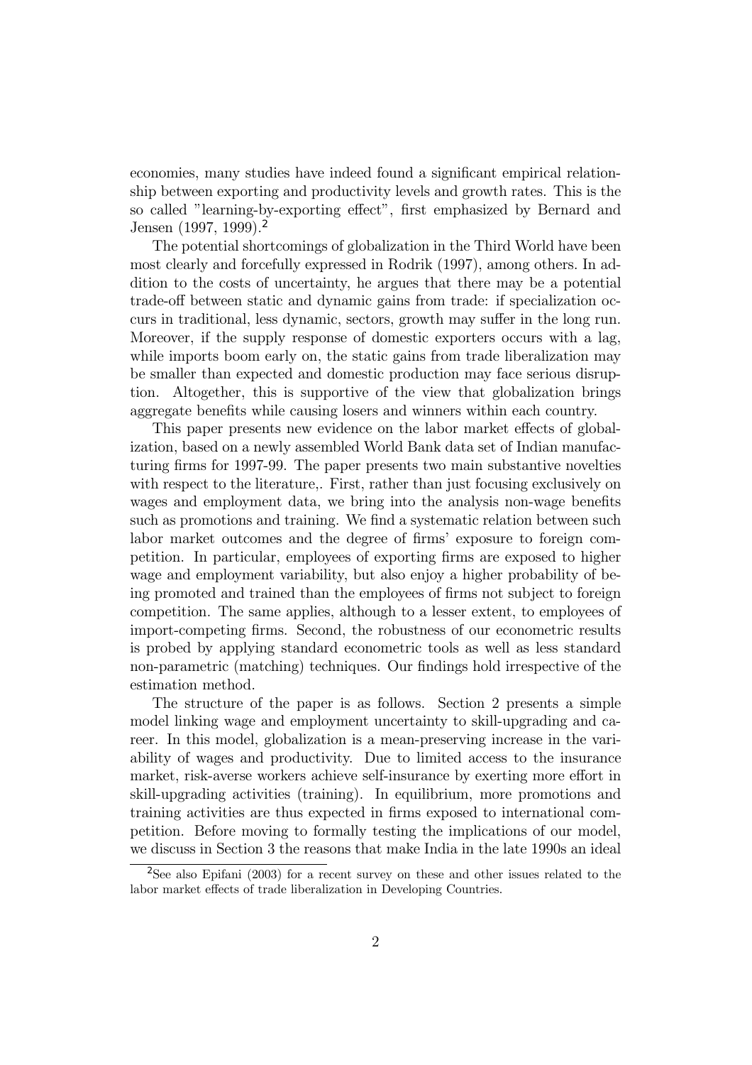economies, many studies have indeed found a significant empirical relationship between exporting and productivity levels and growth rates. This is the so called "learning-by-exporting effect", first emphasized by Bernard and Jensen (1997, 1999).[2]

The potential shortcomings of globalization in the Third World have been most clearly and forcefully expressed in Rodrik (1997), among others. In addition to the costs of uncertainty, he argues that there may be a potential trade-off between static and dynamic gains from trade: if specialization occurs in traditional, less dynamic, sectors, growth may suffer in the long run. Moreover, if the supply response of domestic exporters occurs with a lag, while imports boom early on, the static gains from trade liberalization may be smaller than expected and domestic production may face serious disruption. Altogether, this is supportive of the view that globalization brings aggregate benefits while causing losers and winners within each country.

This paper presents new evidence on the labor market effects of globalization, based on a newly assembled World Bank data set of Indian manufacturing firms for 1997-99. The paper presents two main substantive novelties with respect to the literature,. First, rather than just focusing exclusively on wages and employment data, we bring into the analysis non-wage benefits such as promotions and training. We find a systematic relation between such labor market outcomes and the degree of firms' exposure to foreign competition. In particular, employees of exporting firms are exposed to higher wage and employment variability, but also enjoy a higher probability of being promoted and trained than the employees of firms not subject to foreign competition. The same applies, although to a lesser extent, to employees of import-competing firms. Second, the robustness of our econometric results is probed by applying standard econometric tools as well as less standard non-parametric (matching) techniques. Our findings hold irrespective of the estimation method.

The structure of the paper is as follows. Section 2 presents a simple model linking wage and employment uncertainty to skill-upgrading and career. In this model, globalization is a mean-preserving increase in the variability of wages and productivity. Due to limited access to the insurance market, risk-averse workers achieve self-insurance by exerting more effort in skill-upgrading activities (training). In equilibrium, more promotions and training activities are thus expected in firms exposed to international competition. Before moving to formally testing the implications of our model, we discuss in Section 3 the reasons that make India in the late 1990s an ideal

[2] See also Epifani (2003) for a recent survey on these and other issues related to the labor market effects of trade liberalization in Developing Countries.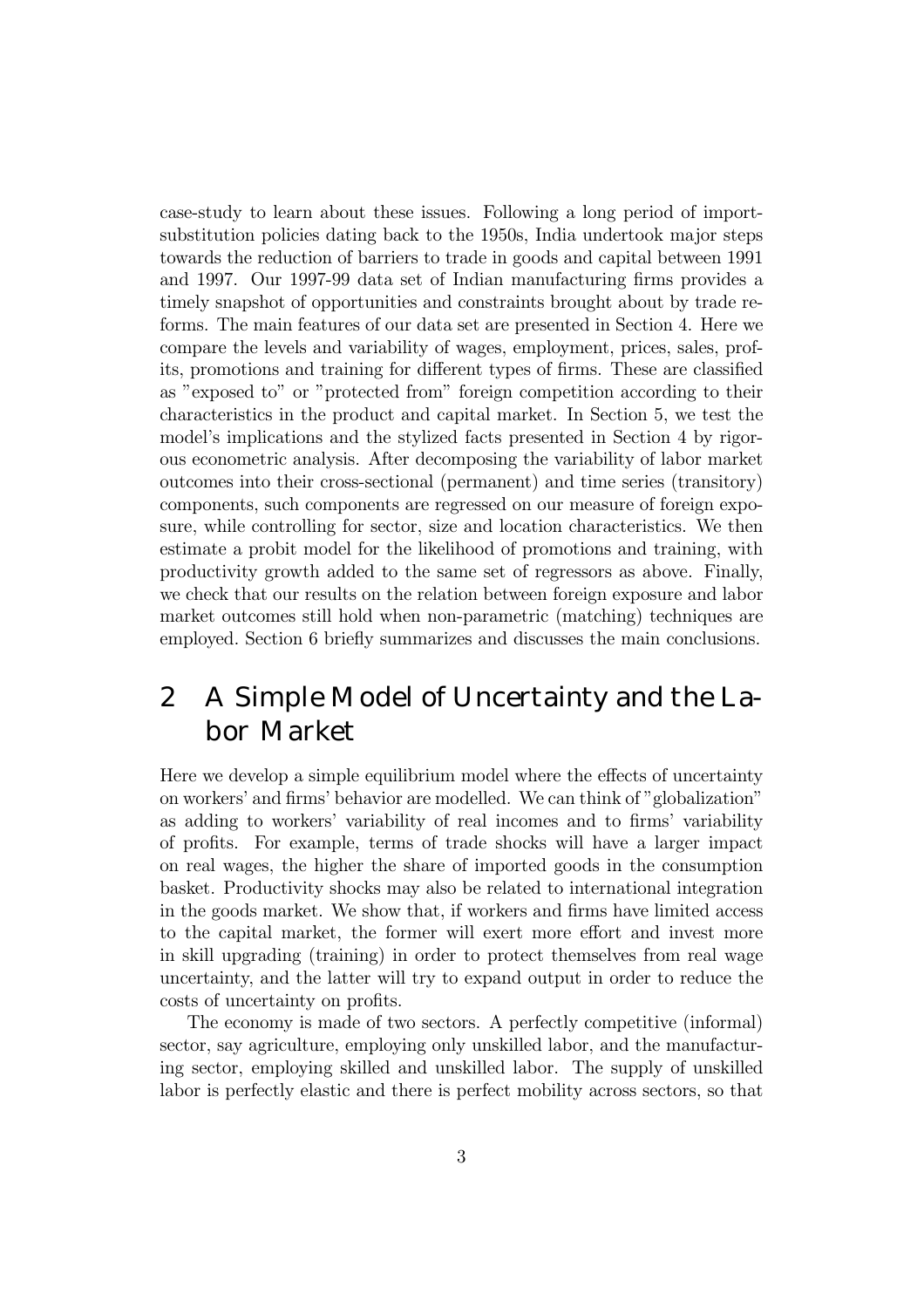case-study to learn about these issues. Following a long period of import-substitution policies dating back to the 1950s, India undertook major steps towards the reduction of barriers to trade in goods and capital between 1991 and 1997. Our 1997-99 data set of Indian manufacturing firms provides a timely snapshot of opportunities and constraints brought about by trade reforms. The main features of our data set are presented in Section 4. Here we compare the levels and variability of wages, employment, prices, sales, profits, promotions and training for different types of firms. These are classified as "exposed to" or "protected from" foreign competition according to their characteristics in the product and capital market. In Section 5, we test the model's implications and the stylized facts presented in Section 4 by rigorous econometric analysis. After decomposing the variability of labor market outcomes into their cross-sectional (permanent) and time series (transitory) components, such components are regressed on our measure of foreign exposure, while controlling for sector, size and location characteristics. We then estimate a probit model for the likelihood of promotions and training, with productivity growth added to the same set of regressors as above. Finally, we check that our results on the relation between foreign exposure and labor market outcomes still hold when non-parametric (matching) techniques are employed. Section 6 briefly summarizes and discusses the main conclusions.

# 2 A Simple Model of Uncertainty and the Labor Market

Here we develop a simple equilibrium model where the effects of uncertainty on workers' and firms' behavior are modelled. We can think of "globalization" as adding to workers' variability of real incomes and to firms' variability of profits. For example, terms of trade shocks will have a larger impact on real wages, the higher the share of imported goods in the consumption basket. Productivity shocks may also be related to international integration in the goods market. We show that, if workers and firms have limited access to the capital market, the former will exert more effort and invest more in skill upgrading (training) in order to protect themselves from real wage uncertainty, and the latter will try to expand output in order to reduce the costs of uncertainty on profits.

The economy is made of two sectors. A perfectly competitive (informal) sector, say agriculture, employing only unskilled labor, and the manufacturing sector, employing skilled and unskilled labor. The supply of unskilled labor is perfectly elastic and there is perfect mobility across sectors, so that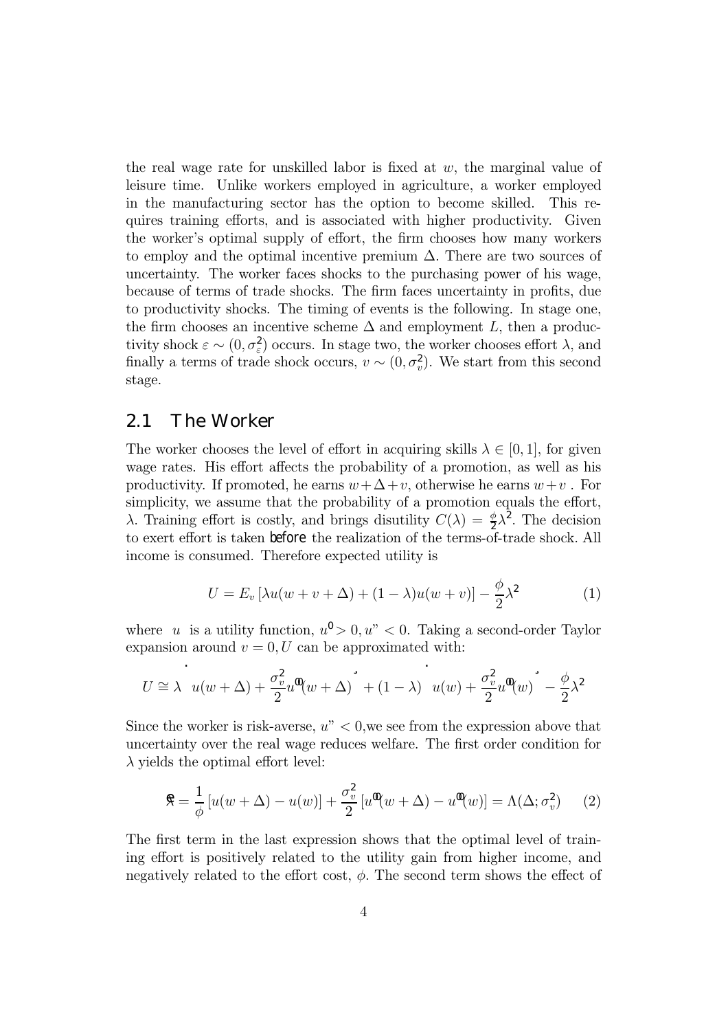the real wage rate for unskilled labor is fixed at $w$, the marginal value of leisure time. Unlike workers employed in agriculture, a worker employed in the manufacturing sector has the option to become skilled. This requires training efforts, and is associated with higher productivity. Given the worker's optimal supply of effort, the firm chooses how many workers to employ and the optimal incentive premium $\Delta$. There are two sources of uncertainty. The worker faces shocks to the purchasing power of his wage, because of terms of trade shocks. The firm faces uncertainty in profits, due to productivity shocks. The timing of events is the following. In stage one, the firm chooses an incentive scheme $\Delta$ and employment $L$, then a productivity shock $\varepsilon \sim (0, \sigma_\varepsilon^2)$ occurs. In stage two, the worker chooses effort $\lambda$, and finally a terms of trade shock occurs, $v \sim (0, \sigma_v^2)$. We start from this second stage.

## 2.1 The Worker

The worker chooses the level of effort in acquiring skills $\lambda \in [0, 1]$, for given wage rates. His effort affects the probability of a promotion, as well as his productivity. If promoted, he earns $w + \Delta + v$, otherwise he earns $w + v$. For simplicity, we assume that the probability of a promotion equals the effort, $\lambda$. Training effort is costly, and brings disutility $C(\lambda) = \frac{\phi}{2}\lambda^2$. The decision to exert effort is taken *before* the realization of the terms-of-trade shock. All income is consumed. Therefore expected utility is

$$U = E_v \left[ \lambda u(w + v + \Delta) + (1 - \lambda) u(w + v) \right] - \frac{\phi}{2}\lambda^2 \tag{1}$$

where $u$ is a utility function, $u' > 0, u'' < 0$. Taking a second-order Taylor expansion around $v = 0, U$ can be approximated with:

$$U \cong \lambda \left[ u(w + \Delta) + \frac{\sigma_v^2}{2} u''(w + \Delta) \right] + (1 - \lambda) \left[ u(w) + \frac{\sigma_v^2}{2} u''(w) \right] - \frac{\phi}{2}\lambda^2$$

Since the worker is risk-averse, $u'' < 0$, we see from the expression above that uncertainty over the real wage reduces welfare. The first order condition for $\lambda$ yields the optimal effort level:

$$\hat{\lambda} = \frac{1}{\phi} \left[ u(w + \Delta) - u(w) \right] + \frac{\sigma_v^2}{2} \left[ u''(w + \Delta) - u''(w) \right] = \Lambda(\Delta; \sigma_v^2) \tag{2}$$

The first term in the last expression shows that the optimal level of training effort is positively related to the utility gain from higher income, and negatively related to the effort cost, $\phi$. The second term shows the effect of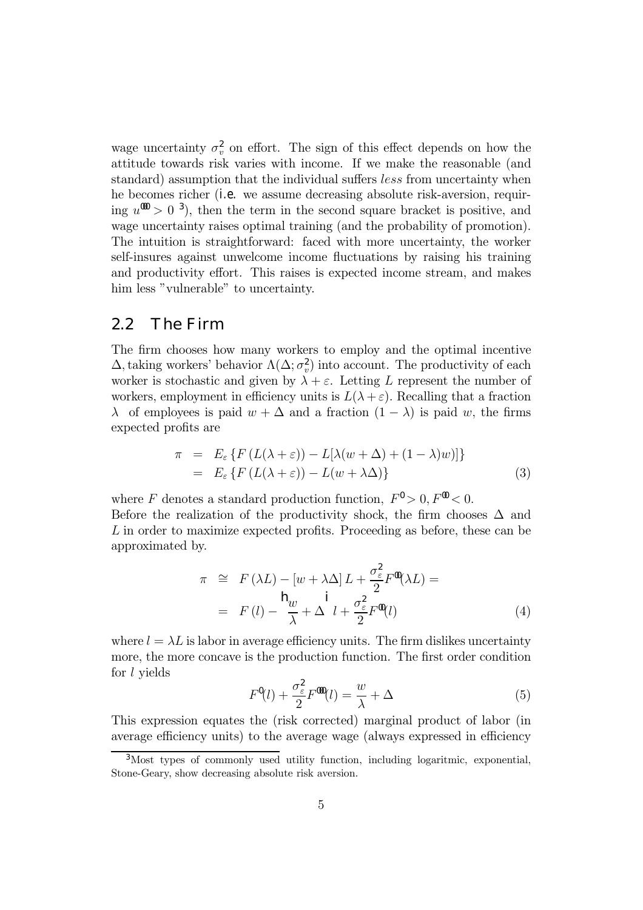wage uncertainty $\sigma_v^2$ on effort. The sign of this effect depends on how the attitude towards risk varies with income. If we make the reasonable (and standard) assumption that the individual suffers *less* from uncertainty when he becomes richer (i.e. we assume decreasing absolute risk-aversion, requiring $u''' > 0$ [3]), then the term in the second square bracket is positive, and wage uncertainty raises optimal training (and the probability of promotion). The intuition is straightforward: faced with more uncertainty, the worker self-insures against unwelcome income fluctuations by raising his training and productivity effort. This raises is expected income stream, and makes him less "vulnerable" to uncertainty.

## 2.2 The Firm

The firm chooses how many workers to employ and the optimal incentive $\Delta$, taking workers' behavior $\Lambda(\Delta; \sigma_v^2)$ into account. The productivity of each worker is stochastic and given by $\lambda + \varepsilon$. Letting $L$ represent the number of workers, employment in efficiency units is $L(\lambda + \varepsilon)$. Recalling that a fraction $\lambda$ of employees is paid $w + \Delta$ and a fraction $(1 - \lambda)$ is paid $w$, the firms expected profits are

$$
\begin{aligned}
\pi &= E_\varepsilon \left\{ F\left(L(\lambda + \varepsilon)\right) - L[\lambda(w + \Delta) + (1 - \lambda)w)] \right\} \\
&= E_\varepsilon \left\{ F\left(L(\lambda + \varepsilon)\right) - L(w + \lambda\Delta) \right\}
\end{aligned}
\tag{3}
$$

where $F$ denotes a standard production function, $F' > 0, F'' < 0$.
Before the realization of the productivity shock, the firm chooses $\Delta$ and $L$ in order to maximize expected profits. Proceeding as before, these can be approximated by.

$$
\begin{aligned}
\pi &\cong F(\lambda L) - [w + \lambda\Delta] L + \frac{\sigma_\varepsilon^2}{2} F''(\lambda L) = \\
&= F(l) - \left[\frac{w}{\lambda} + \Delta\right] l + \frac{\sigma_\varepsilon^2}{2} F''(l)
\end{aligned}
\tag{4}
$$

where $l = \lambda L$ is labor in average efficiency units. The firm dislikes uncertainty more, the more concave is the production function. The first order condition for $l$ yields

$$
F'(l) + \frac{\sigma_\varepsilon^2}{2} F'''(l) = \frac{w}{\lambda} + \Delta \tag{5}
$$

This expression equates the (risk corrected) marginal product of labor (in average efficiency units) to the average wage (always expressed in efficiency

[3] Most types of commonly used utility function, including logaritmic, exponential, Stone-Geary, show decreasing absolute risk aversion.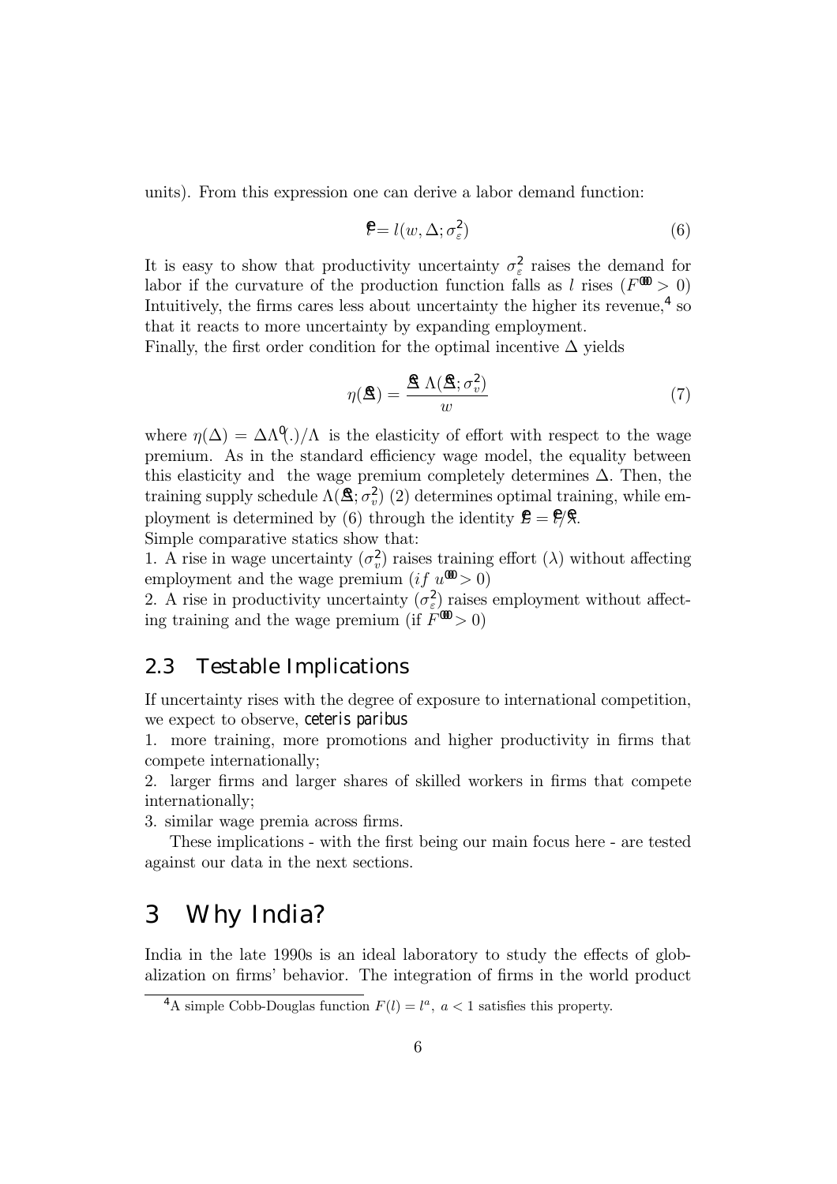units). From this expression one can derive a labor demand function:

$$\hat{l} = l(w, \Delta; \sigma_\varepsilon^2) \tag{6}$$

It is easy to show that productivity uncertainty $\sigma_\varepsilon^2$ raises the demand for labor if the curvature of the production function falls as $l$ rises ($F''' > 0$) Intuitively, the firms cares less about uncertainty the higher its revenue,[4] so that it reacts to more uncertainty by expanding employment.
Finally, the first order condition for the optimal incentive $\Delta$ yields

$$\eta(\hat{\Delta}) = \frac{\hat{\Delta}\,\Lambda(\hat{\Delta}; \sigma_v^2)}{w} \tag{7}$$

where $\eta(\Delta) = \Delta\Lambda'(.)/\Lambda$ is the elasticity of effort with respect to the wage premium. As in the standard efficiency wage model, the equality between this elasticity and the wage premium completely determines $\Delta$. Then, the training supply schedule $\Lambda(\hat{\Delta}; \sigma_v^2)$ (2) determines optimal training, while employment is determined by (6) through the identity $\hat{L} = \hat{l}/\hat{\lambda}$.
Simple comparative statics show that:
1. A rise in wage uncertainty ($\sigma_v^2$) raises training effort ($\lambda$) without affecting employment and the wage premium ($if\ u''' > 0$)
2. A rise in productivity uncertainty ($\sigma_\varepsilon^2$) raises employment without affecting training and the wage premium (if $F''' > 0$)

## 2.3 Testable Implications

If uncertainty rises with the degree of exposure to international competition, we expect to observe, *ceteris paribus*

1. more training, more promotions and higher productivity in firms that compete internationally;
2. larger firms and larger shares of skilled workers in firms that compete internationally;
3. similar wage premia across firms.

These implications - with the first being our main focus here - are tested against our data in the next sections.

# 3 Why India?

India in the late 1990s is an ideal laboratory to study the effects of globalization on firms' behavior. The integration of firms in the world product

[4] A simple Cobb-Douglas function $F(l) = l^a,\ a < 1$ satisfies this property.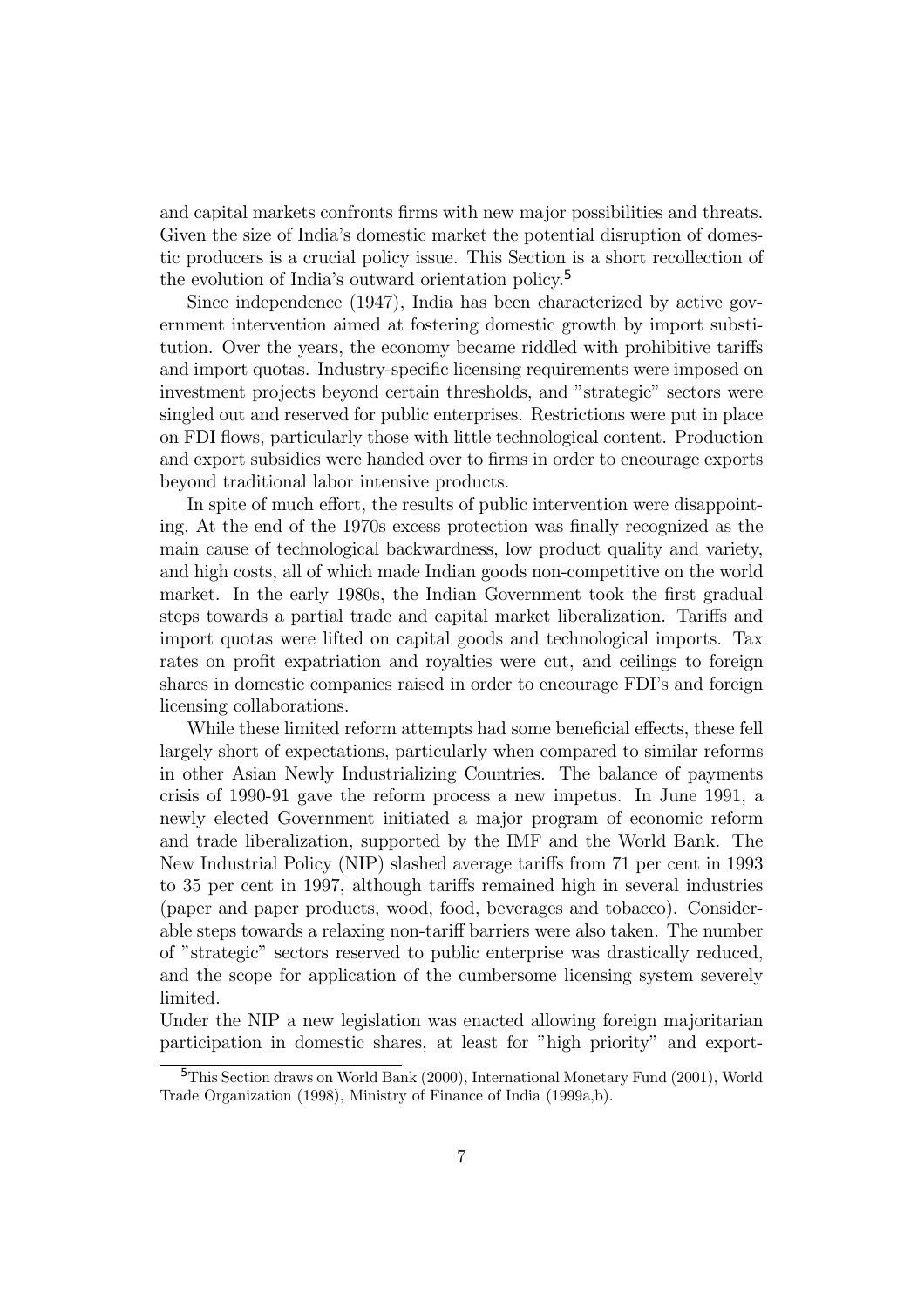and capital markets confronts firms with new major possibilities and threats. Given the size of India's domestic market the potential disruption of domestic producers is a crucial policy issue. This Section is a short recollection of the evolution of India's outward orientation policy.[5]

Since independence (1947), India has been characterized by active government intervention aimed at fostering domestic growth by import substitution. Over the years, the economy became riddled with prohibitive tariffs and import quotas. Industry-specific licensing requirements were imposed on investment projects beyond certain thresholds, and "strategic" sectors were singled out and reserved for public enterprises. Restrictions were put in place on FDI flows, particularly those with little technological content. Production and export subsidies were handed over to firms in order to encourage exports beyond traditional labor intensive products.

In spite of much effort, the results of public intervention were disappointing. At the end of the 1970s excess protection was finally recognized as the main cause of technological backwardness, low product quality and variety, and high costs, all of which made Indian goods non-competitive on the world market. In the early 1980s, the Indian Government took the first gradual steps towards a partial trade and capital market liberalization. Tariffs and import quotas were lifted on capital goods and technological imports. Tax rates on profit expatriation and royalties were cut, and ceilings to foreign shares in domestic companies raised in order to encourage FDI's and foreign licensing collaborations.

While these limited reform attempts had some beneficial effects, these fell largely short of expectations, particularly when compared to similar reforms in other Asian Newly Industrializing Countries. The balance of payments crisis of 1990-91 gave the reform process a new impetus. In June 1991, a newly elected Government initiated a major program of economic reform and trade liberalization, supported by the IMF and the World Bank. The New Industrial Policy (NIP) slashed average tariffs from 71 per cent in 1993 to 35 per cent in 1997, although tariffs remained high in several industries (paper and paper products, wood, food, beverages and tobacco). Considerable steps towards a relaxing non-tariff barriers were also taken. The number of "strategic" sectors reserved to public enterprise was drastically reduced, and the scope for application of the cumbersome licensing system severely limited.

Under the NIP a new legislation was enacted allowing foreign majoritarian participation in domestic shares, at least for "high priority" and export-

[5] This Section draws on World Bank (2000), International Monetary Fund (2001), World Trade Organization (1998), Ministry of Finance of India (1999a,b).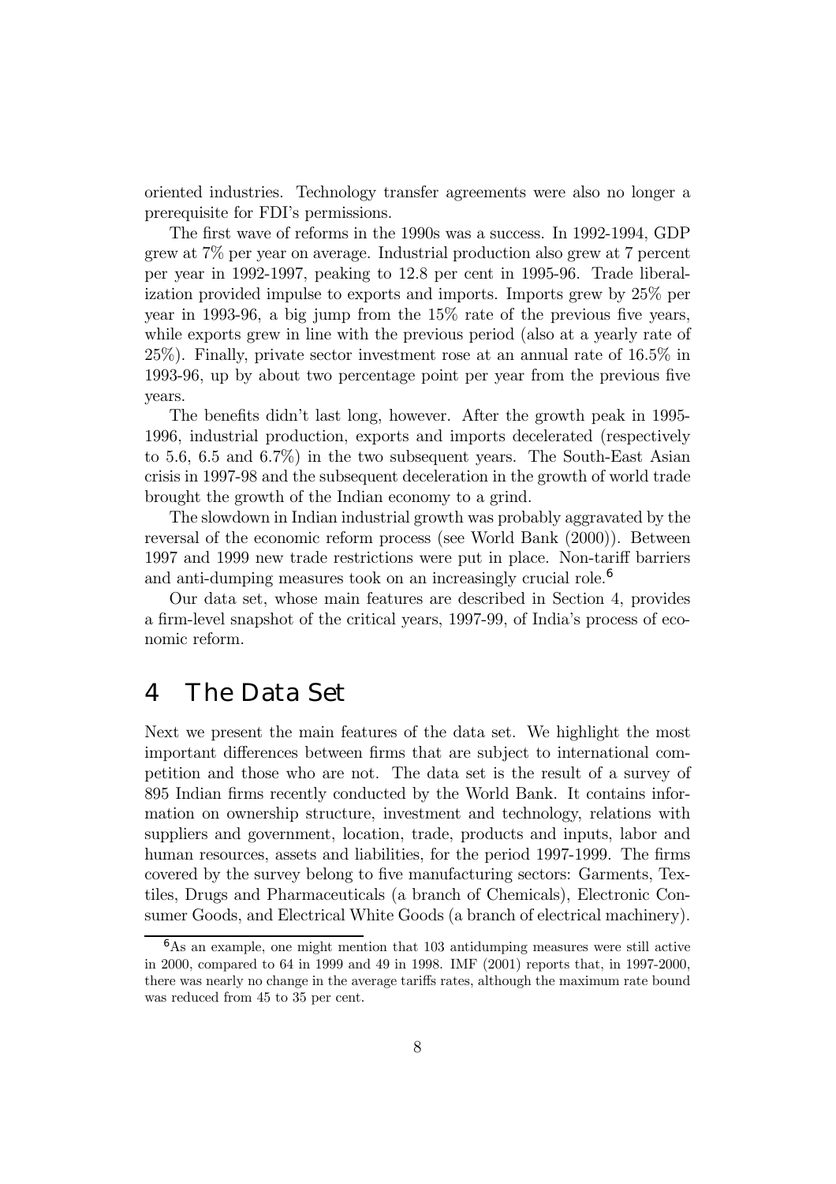oriented industries. Technology transfer agreements were also no longer a prerequisite for FDI's permissions.

The first wave of reforms in the 1990s was a success. In 1992-1994, GDP grew at 7% per year on average. Industrial production also grew at 7 percent per year in 1992-1997, peaking to 12.8 per cent in 1995-96. Trade liberalization provided impulse to exports and imports. Imports grew by 25% per year in 1993-96, a big jump from the 15% rate of the previous five years, while exports grew in line with the previous period (also at a yearly rate of 25%). Finally, private sector investment rose at an annual rate of 16.5% in 1993-96, up by about two percentage point per year from the previous five years.

The benefits didn't last long, however. After the growth peak in 1995-1996, industrial production, exports and imports decelerated (respectively to 5.6, 6.5 and 6.7%) in the two subsequent years. The South-East Asian crisis in 1997-98 and the subsequent deceleration in the growth of world trade brought the growth of the Indian economy to a grind.

The slowdown in Indian industrial growth was probably aggravated by the reversal of the economic reform process (see World Bank (2000)). Between 1997 and 1999 new trade restrictions were put in place. Non-tariff barriers and anti-dumping measures took on an increasingly crucial role.[6]

Our data set, whose main features are described in Section 4, provides a firm-level snapshot of the critical years, 1997-99, of India's process of economic reform.

# 4 The Data Set

Next we present the main features of the data set. We highlight the most important differences between firms that are subject to international competition and those who are not. The data set is the result of a survey of 895 Indian firms recently conducted by the World Bank. It contains information on ownership structure, investment and technology, relations with suppliers and government, location, trade, products and inputs, labor and human resources, assets and liabilities, for the period 1997-1999. The firms covered by the survey belong to five manufacturing sectors: Garments, Textiles, Drugs and Pharmaceuticals (a branch of Chemicals), Electronic Consumer Goods, and Electrical White Goods (a branch of electrical machinery).

[6] As an example, one might mention that 103 antidumping measures were still active in 2000, compared to 64 in 1999 and 49 in 1998. IMF (2001) reports that, in 1997-2000, there was nearly no change in the average tariffs rates, although the maximum rate bound was reduced from 45 to 35 per cent.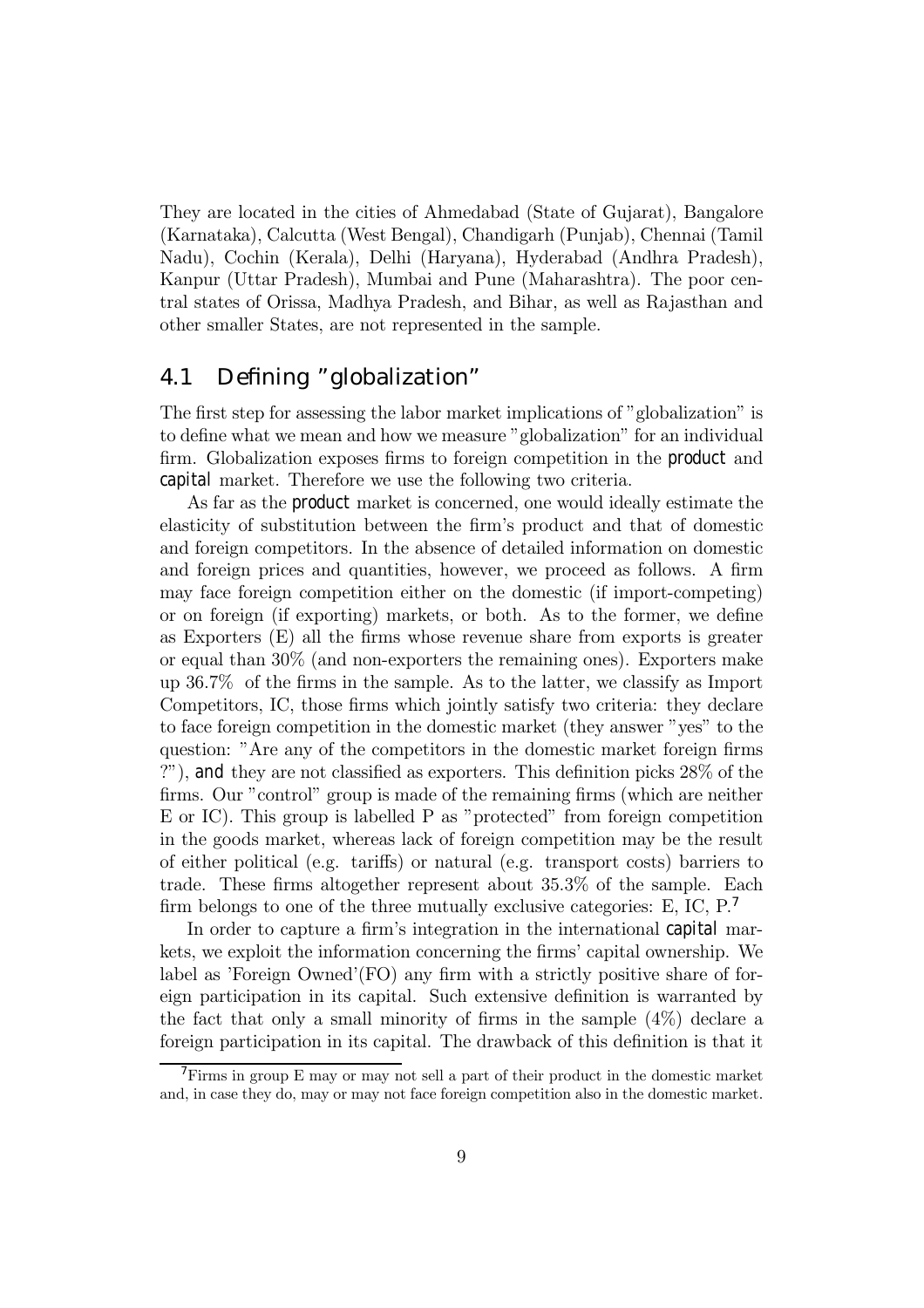They are located in the cities of Ahmedabad (State of Gujarat), Bangalore (Karnataka), Calcutta (West Bengal), Chandigarh (Punjab), Chennai (Tamil Nadu), Cochin (Kerala), Delhi (Haryana), Hyderabad (Andhra Pradesh), Kanpur (Uttar Pradesh), Mumbai and Pune (Maharashtra). The poor central states of Orissa, Madhya Pradesh, and Bihar, as well as Rajasthan and other smaller States, are not represented in the sample.

## 4.1 Defining "globalization"

The first step for assessing the labor market implications of "globalization" is to define what we mean and how we measure "globalization" for an individual firm. Globalization exposes firms to foreign competition in the **product** and **capital** market. Therefore we use the following two criteria.

As far as the **product** market is concerned, one would ideally estimate the elasticity of substitution between the firm's product and that of domestic and foreign competitors. In the absence of detailed information on domestic and foreign prices and quantities, however, we proceed as follows. A firm may face foreign competition either on the domestic (if import-competing) or on foreign (if exporting) markets, or both. As to the former, we define as Exporters (E) all the firms whose revenue share from exports is greater or equal than 30% (and non-exporters the remaining ones). Exporters make up 36.7% of the firms in the sample. As to the latter, we classify as Import Competitors, IC, those firms which jointly satisfy two criteria: they declare to face foreign competition in the domestic market (they answer "yes" to the question: "Are any of the competitors in the domestic market foreign firms ?"), **and** they are not classified as exporters. This definition picks 28% of the firms. Our "control" group is made of the remaining firms (which are neither E or IC). This group is labelled P as "protected" from foreign competition in the goods market, whereas lack of foreign competition may be the result of either political (e.g. tariffs) or natural (e.g. transport costs) barriers to trade. These firms altogether represent about 35.3% of the sample. Each firm belongs to one of the three mutually exclusive categories: E, IC, P.[7]

In order to capture a firm's integration in the international **capital** markets, we exploit the information concerning the firms' capital ownership. We label as 'Foreign Owned'(FO) any firm with a strictly positive share of foreign participation in its capital. Such extensive definition is warranted by the fact that only a small minority of firms in the sample (4%) declare a foreign participation in its capital. The drawback of this definition is that it

[7] Firms in group E may or may not sell a part of their product in the domestic market and, in case they do, may or may not face foreign competition also in the domestic market.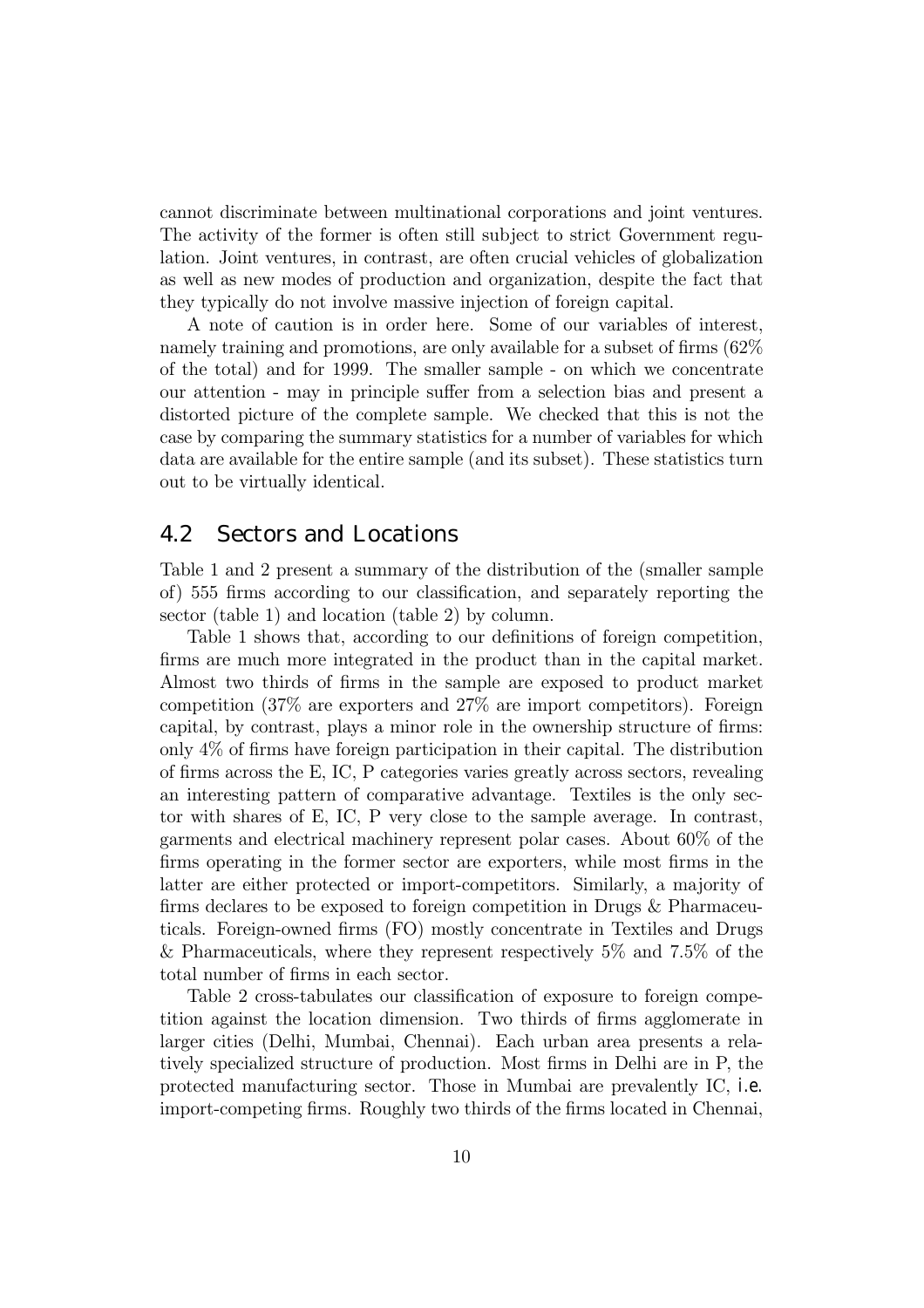cannot discriminate between multinational corporations and joint ventures. The activity of the former is often still subject to strict Government regulation. Joint ventures, in contrast, are often crucial vehicles of globalization as well as new modes of production and organization, despite the fact that they typically do not involve massive injection of foreign capital.

A note of caution is in order here. Some of our variables of interest, namely training and promotions, are only available for a subset of firms (62% of the total) and for 1999. The smaller sample - on which we concentrate our attention - may in principle suffer from a selection bias and present a distorted picture of the complete sample. We checked that this is not the case by comparing the summary statistics for a number of variables for which data are available for the entire sample (and its subset). These statistics turn out to be virtually identical.

## 4.2 Sectors and Locations

Table 1 and 2 present a summary of the distribution of the (smaller sample of) 555 firms according to our classification, and separately reporting the sector (table 1) and location (table 2) by column.

Table 1 shows that, according to our definitions of foreign competition, firms are much more integrated in the product than in the capital market. Almost two thirds of firms in the sample are exposed to product market competition (37% are exporters and 27% are import competitors). Foreign capital, by contrast, plays a minor role in the ownership structure of firms: only 4% of firms have foreign participation in their capital. The distribution of firms across the E, IC, P categories varies greatly across sectors, revealing an interesting pattern of comparative advantage. Textiles is the only sector with shares of E, IC, P very close to the sample average. In contrast, garments and electrical machinery represent polar cases. About 60% of the firms operating in the former sector are exporters, while most firms in the latter are either protected or import-competitors. Similarly, a majority of firms declares to be exposed to foreign competition in Drugs & Pharmaceuticals. Foreign-owned firms (FO) mostly concentrate in Textiles and Drugs & Pharmaceuticals, where they represent respectively 5% and 7.5% of the total number of firms in each sector.

Table 2 cross-tabulates our classification of exposure to foreign competition against the location dimension. Two thirds of firms agglomerate in larger cities (Delhi, Mumbai, Chennai). Each urban area presents a relatively specialized structure of production. Most firms in Delhi are in P, the protected manufacturing sector. Those in Mumbai are prevalently IC, *i.e.* import-competing firms. Roughly two thirds of the firms located in Chennai,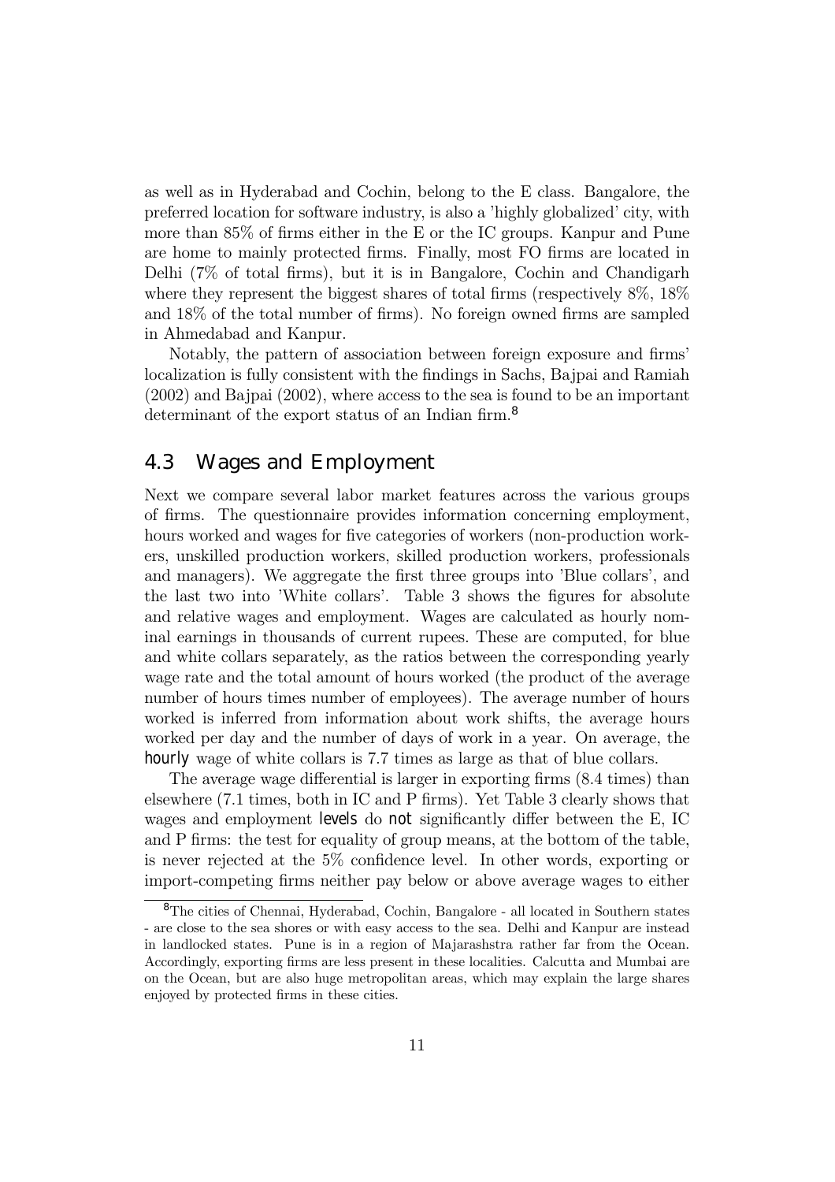as well as in Hyderabad and Cochin, belong to the E class. Bangalore, the preferred location for software industry, is also a 'highly globalized' city, with more than 85% of firms either in the E or the IC groups. Kanpur and Pune are home to mainly protected firms. Finally, most FO firms are located in Delhi (7% of total firms), but it is in Bangalore, Cochin and Chandigarh where they represent the biggest shares of total firms (respectively 8%, 18% and 18% of the total number of firms). No foreign owned firms are sampled in Ahmedabad and Kanpur.

Notably, the pattern of association between foreign exposure and firms' localization is fully consistent with the findings in Sachs, Bajpai and Ramiah (2002) and Bajpai (2002), where access to the sea is found to be an important determinant of the export status of an Indian firm.[8]

## 4.3 Wages and Employment

Next we compare several labor market features across the various groups of firms. The questionnaire provides information concerning employment, hours worked and wages for five categories of workers (non-production workers, unskilled production workers, skilled production workers, professionals and managers). We aggregate the first three groups into 'Blue collars', and the last two into 'White collars'. Table 3 shows the figures for absolute and relative wages and employment. Wages are calculated as hourly nominal earnings in thousands of current rupees. These are computed, for blue and white collars separately, as the ratios between the corresponding yearly wage rate and the total amount of hours worked (the product of the average number of hours times number of employees). The average number of hours worked is inferred from information about work shifts, the average hours worked per day and the number of days of work in a year. On average, the *hourly* wage of white collars is 7.7 times as large as that of blue collars.

The average wage differential is larger in exporting firms (8.4 times) than elsewhere (7.1 times, both in IC and P firms). Yet Table 3 clearly shows that wages and employment *levels* do *not* significantly differ between the E, IC and P firms: the test for equality of group means, at the bottom of the table, is never rejected at the 5% confidence level. In other words, exporting or import-competing firms neither pay below or above average wages to either

[8] The cities of Chennai, Hyderabad, Cochin, Bangalore - all located in Southern states - are close to the sea shores or with easy access to the sea. Delhi and Kanpur are instead in landlocked states. Pune is in a region of Majarashstra rather far from the Ocean. Accordingly, exporting firms are less present in these localities. Calcutta and Mumbai are on the Ocean, but are also huge metropolitan areas, which may explain the large shares enjoyed by protected firms in these cities.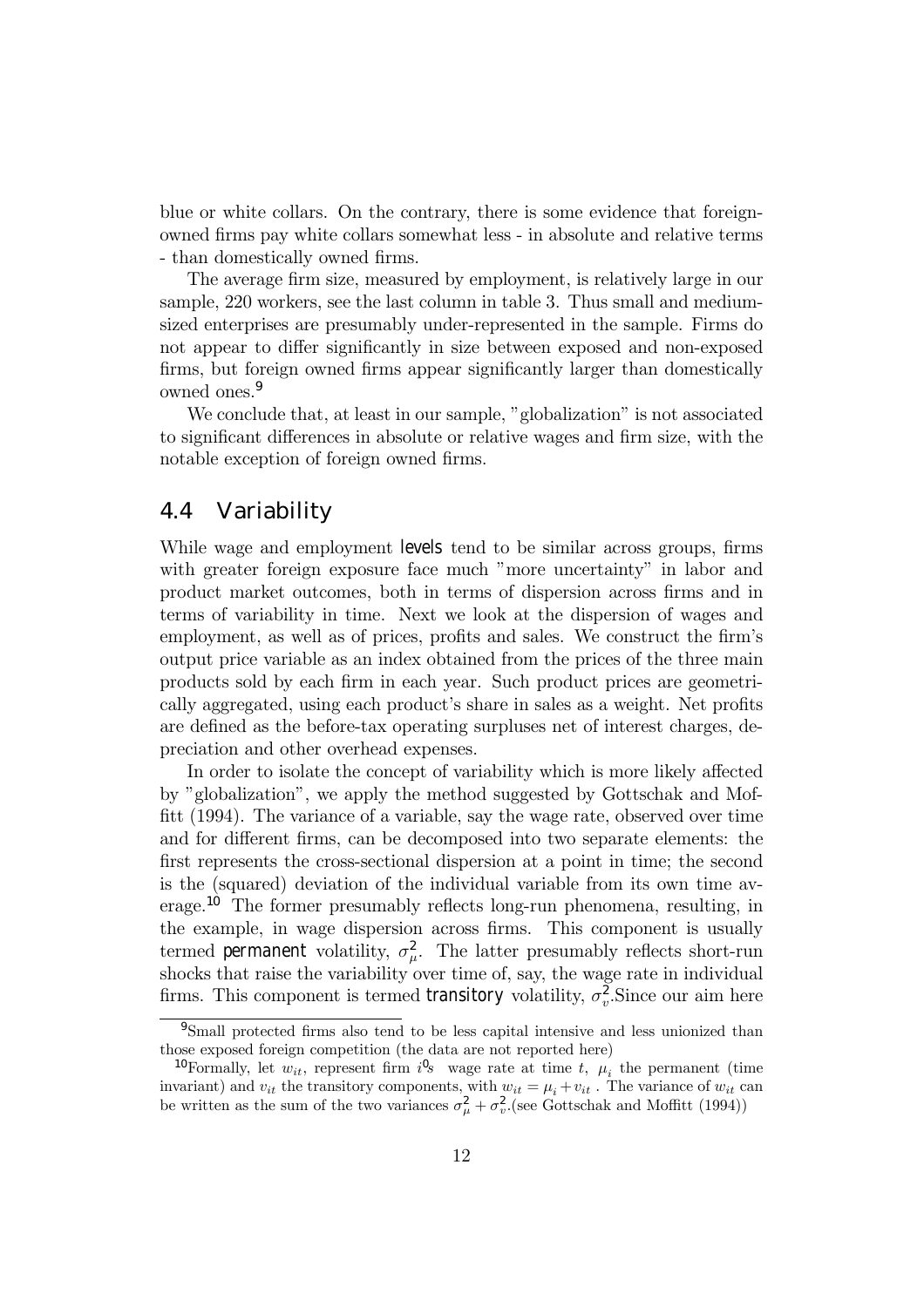blue or white collars. On the contrary, there is some evidence that foreign-owned firms pay white collars somewhat less - in absolute and relative terms - than domestically owned firms.

The average firm size, measured by employment, is relatively large in our sample, 220 workers, see the last column in table 3. Thus small and medium-sized enterprises are presumably under-represented in the sample. Firms do not appear to differ significantly in size between exposed and non-exposed firms, but foreign owned firms appear significantly larger than domestically owned ones.[9]

We conclude that, at least in our sample, "globalization" is not associated to significant differences in absolute or relative wages and firm size, with the notable exception of foreign owned firms.

## 4.4 Variability

While wage and employment **levels** tend to be similar across groups, firms with greater foreign exposure face much "more uncertainty" in labor and product market outcomes, both in terms of dispersion across firms and in terms of variability in time. Next we look at the dispersion of wages and employment, as well as of prices, profits and sales. We construct the firm's output price variable as an index obtained from the prices of the three main products sold by each firm in each year. Such product prices are geometrically aggregated, using each product's share in sales as a weight. Net profits are defined as the before-tax operating surpluses net of interest charges, depreciation and other overhead expenses.

In order to isolate the concept of variability which is more likely affected by "globalization", we apply the method suggested by Gottschak and Moffitt (1994). The variance of a variable, say the wage rate, observed over time and for different firms, can be decomposed into two separate elements: the first represents the cross-sectional dispersion at a point in time; the second is the (squared) deviation of the individual variable from its own time average.[10] The former presumably reflects long-run phenomena, resulting, in the example, in wage dispersion across firms. This component is usually termed **permanent** volatility, $\sigma_{\mu}^{2}$. The latter presumably reflects short-run shocks that raise the variability over time of, say, the wage rate in individual firms. This component is termed **transitory** volatility, $\sigma_{v}^{2}$.Since our aim here

[9]Small protected firms also tend to be less capital intensive and less unionized than those exposed foreign competition (the data are not reported here)

[10]Formally, let $w_{it}$, represent firm $i^{0}s$ wage rate at time $t$, $\mu_{i}$ the permanent (time invariant) and $v_{it}$ the transitory components, with $w_{it} = \mu_{i} + v_{it}$ . The variance of $w_{it}$ can be written as the sum of the two variances $\sigma_{\mu}^{2} + \sigma_{v}^{2}$.(see Gottschak and Moffitt (1994))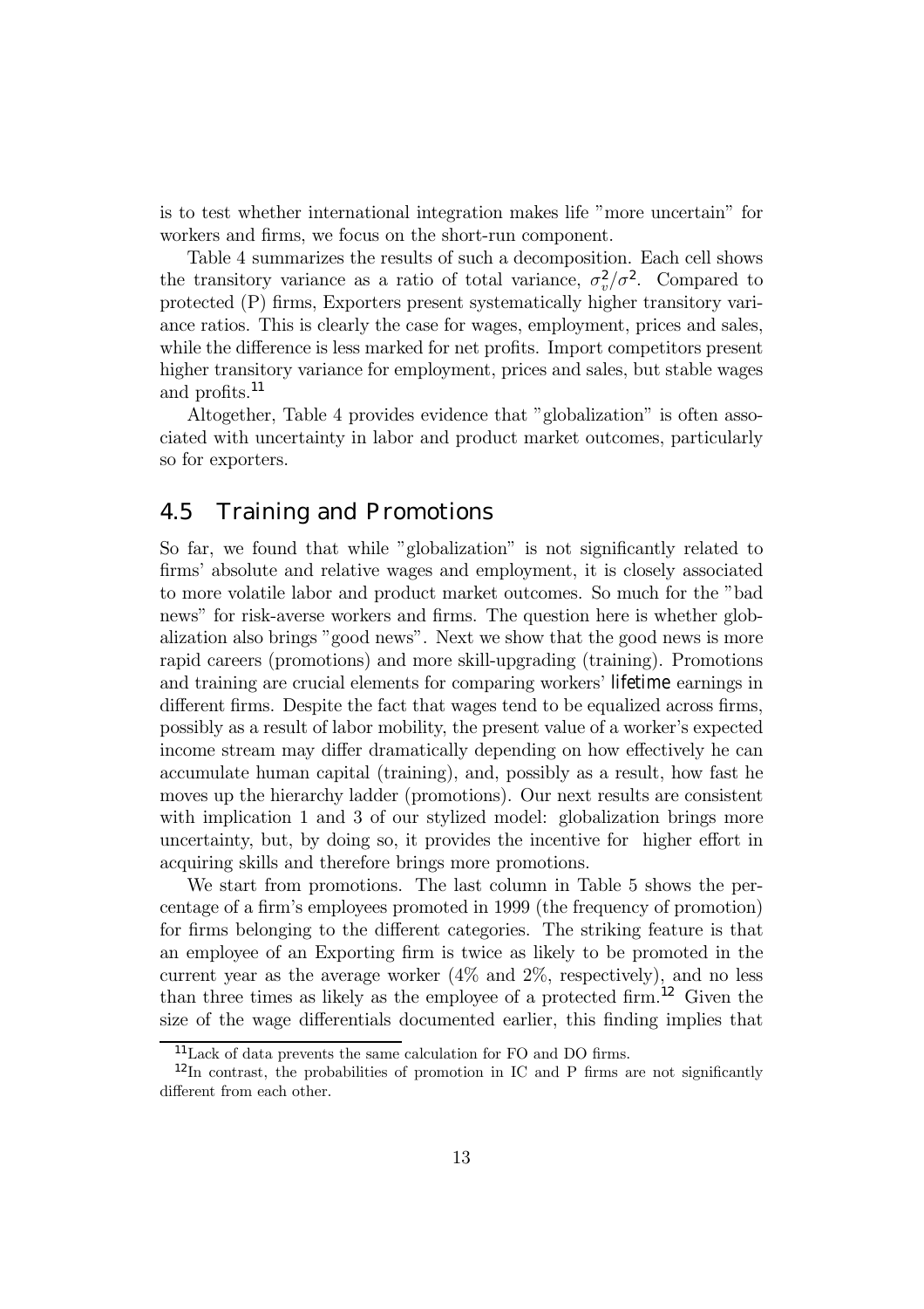is to test whether international integration makes life "more uncertain" for workers and firms, we focus on the short-run component.

Table 4 summarizes the results of such a decomposition. Each cell shows the transitory variance as a ratio of total variance, $\sigma_v^2/\sigma^2$. Compared to protected (P) firms, Exporters present systematically higher transitory variance ratios. This is clearly the case for wages, employment, prices and sales, while the difference is less marked for net profits. Import competitors present higher transitory variance for employment, prices and sales, but stable wages and profits.[11]

Altogether, Table 4 provides evidence that "globalization" is often associated with uncertainty in labor and product market outcomes, particularly so for exporters.

## 4.5 Training and Promotions

So far, we found that while "globalization" is not significantly related to firms' absolute and relative wages and employment, it is closely associated to more volatile labor and product market outcomes. So much for the "bad news" for risk-averse workers and firms. The question here is whether globalization also brings "good news". Next we show that the good news is more rapid careers (promotions) and more skill-upgrading (training). Promotions and training are crucial elements for comparing workers' *lifetime* earnings in different firms. Despite the fact that wages tend to be equalized across firms, possibly as a result of labor mobility, the present value of a worker's expected income stream may differ dramatically depending on how effectively he can accumulate human capital (training), and, possibly as a result, how fast he moves up the hierarchy ladder (promotions). Our next results are consistent with implication 1 and 3 of our stylized model: globalization brings more uncertainty, but, by doing so, it provides the incentive for higher effort in acquiring skills and therefore brings more promotions.

We start from promotions. The last column in Table 5 shows the percentage of a firm's employees promoted in 1999 (the frequency of promotion) for firms belonging to the different categories. The striking feature is that an employee of an Exporting firm is twice as likely to be promoted in the current year as the average worker (4% and 2%, respectively), and no less than three times as likely as the employee of a protected firm.[12] Given the size of the wage differentials documented earlier, this finding implies that

[11] Lack of data prevents the same calculation for FO and DO firms.

[12] In contrast, the probabilities of promotion in IC and P firms are not significantly different from each other.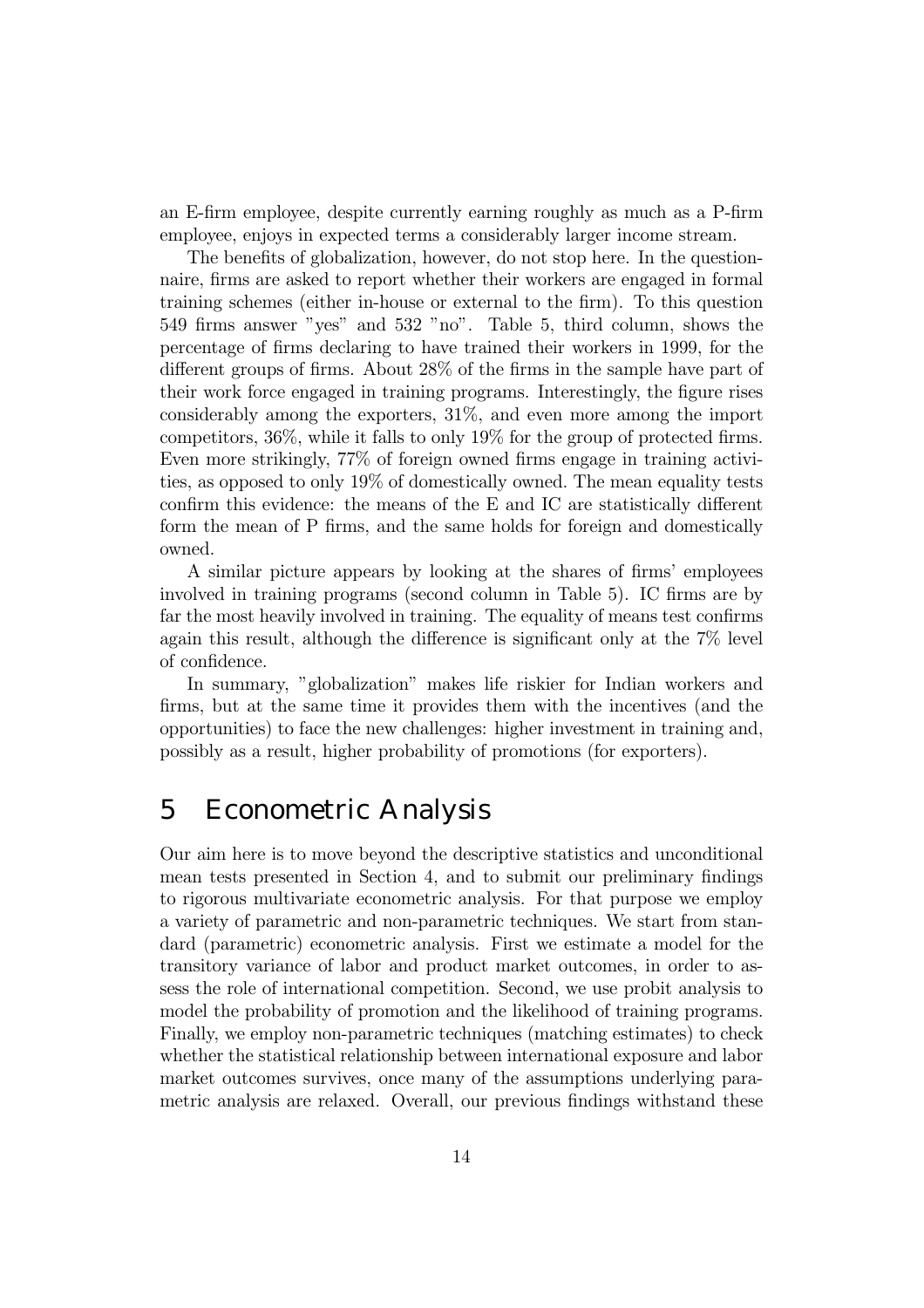an E-firm employee, despite currently earning roughly as much as a P-firm employee, enjoys in expected terms a considerably larger income stream.

The benefits of globalization, however, do not stop here. In the questionnaire, firms are asked to report whether their workers are engaged in formal training schemes (either in-house or external to the firm). To this question 549 firms answer "yes" and 532 "no". Table 5, third column, shows the percentage of firms declaring to have trained their workers in 1999, for the different groups of firms. About 28% of the firms in the sample have part of their work force engaged in training programs. Interestingly, the figure rises considerably among the exporters, 31%, and even more among the import competitors, 36%, while it falls to only 19% for the group of protected firms. Even more strikingly, 77% of foreign owned firms engage in training activities, as opposed to only 19% of domestically owned. The mean equality tests confirm this evidence: the means of the E and IC are statistically different form the mean of P firms, and the same holds for foreign and domestically owned.

A similar picture appears by looking at the shares of firms' employees involved in training programs (second column in Table 5). IC firms are by far the most heavily involved in training. The equality of means test confirms again this result, although the difference is significant only at the 7% level of confidence.

In summary, "globalization" makes life riskier for Indian workers and firms, but at the same time it provides them with the incentives (and the opportunities) to face the new challenges: higher investment in training and, possibly as a result, higher probability of promotions (for exporters).

# 5 Econometric Analysis

Our aim here is to move beyond the descriptive statistics and unconditional mean tests presented in Section 4, and to submit our preliminary findings to rigorous multivariate econometric analysis. For that purpose we employ a variety of parametric and non-parametric techniques. We start from standard (parametric) econometric analysis. First we estimate a model for the transitory variance of labor and product market outcomes, in order to assess the role of international competition. Second, we use probit analysis to model the probability of promotion and the likelihood of training programs. Finally, we employ non-parametric techniques (matching estimates) to check whether the statistical relationship between international exposure and labor market outcomes survives, once many of the assumptions underlying parametric analysis are relaxed. Overall, our previous findings withstand these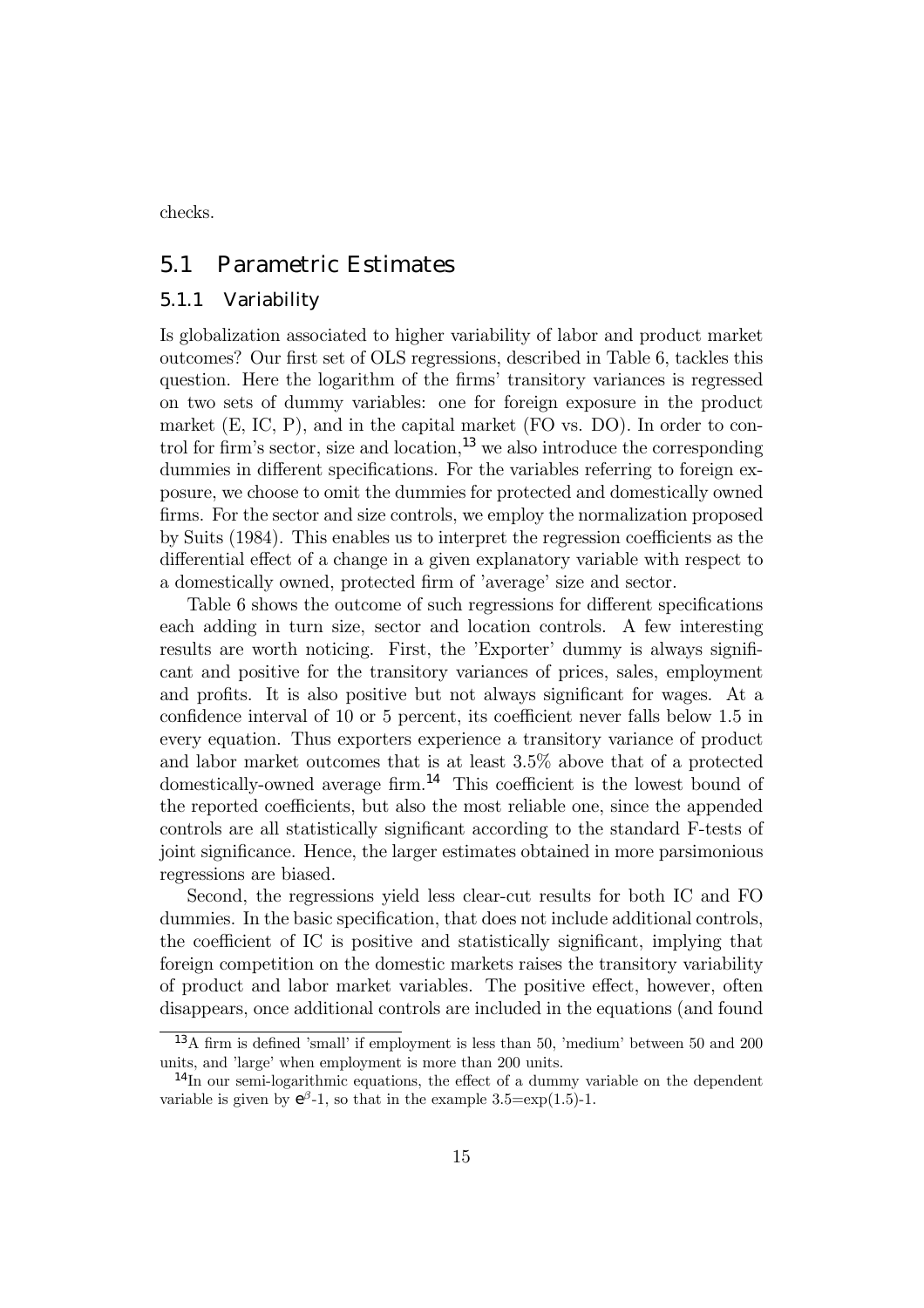checks.

## 5.1 Parametric Estimates

### 5.1.1 Variability

Is globalization associated to higher variability of labor and product market outcomes? Our first set of OLS regressions, described in Table 6, tackles this question. Here the logarithm of the firms' transitory variances is regressed on two sets of dummy variables: one for foreign exposure in the product market (E, IC, P), and in the capital market (FO vs. DO). In order to control for firm's sector, size and location,[13] we also introduce the corresponding dummies in different specifications. For the variables referring to foreign exposure, we choose to omit the dummies for protected and domestically owned firms. For the sector and size controls, we employ the normalization proposed by Suits (1984). This enables us to interpret the regression coefficients as the differential effect of a change in a given explanatory variable with respect to a domestically owned, protected firm of 'average' size and sector.

Table 6 shows the outcome of such regressions for different specifications each adding in turn size, sector and location controls. A few interesting results are worth noticing. First, the 'Exporter' dummy is always significant and positive for the transitory variances of prices, sales, employment and profits. It is also positive but not always significant for wages. At a confidence interval of 10 or 5 percent, its coefficient never falls below 1.5 in every equation. Thus exporters experience a transitory variance of product and labor market outcomes that is at least 3.5% above that of a protected domestically-owned average firm.[14] This coefficient is the lowest bound of the reported coefficients, but also the most reliable one, since the appended controls are all statistically significant according to the standard F-tests of joint significance. Hence, the larger estimates obtained in more parsimonious regressions are biased.

Second, the regressions yield less clear-cut results for both IC and FO dummies. In the basic specification, that does not include additional controls, the coefficient of IC is positive and statistically significant, implying that foreign competition on the domestic markets raises the transitory variability of product and labor market variables. The positive effect, however, often disappears, once additional controls are included in the equations (and found

---

[13] A firm is defined 'small' if employment is less than 50, 'medium' between 50 and 200 units, and 'large' when employment is more than 200 units.

[14] In our semi-logarithmic equations, the effect of a dummy variable on the dependent variable is given by $e^{\beta}$-1, so that in the example 3.5=exp(1.5)-1.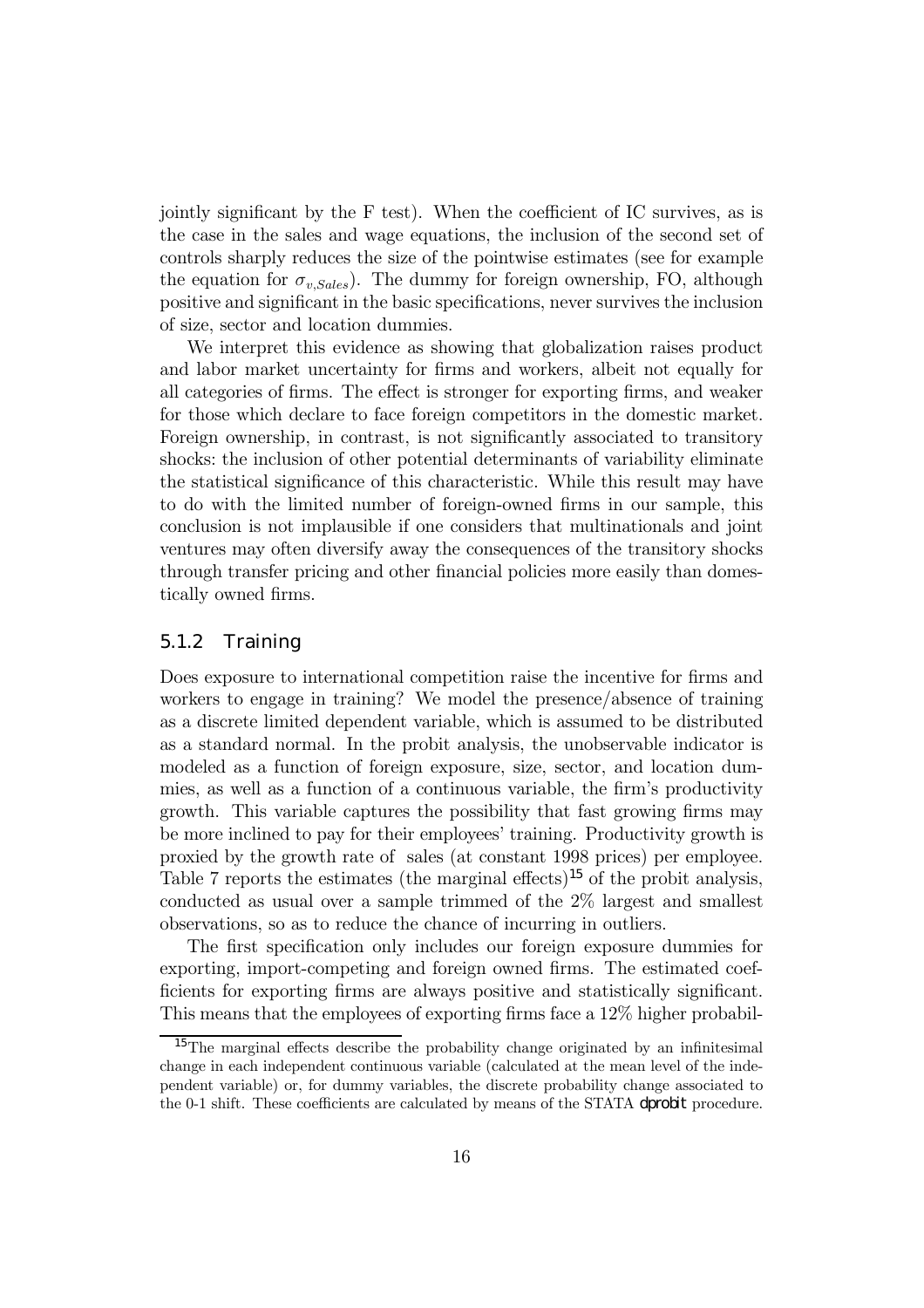jointly significant by the F test). When the coefficient of IC survives, as is the case in the sales and wage equations, the inclusion of the second set of controls sharply reduces the size of the pointwise estimates (see for example the equation for $\sigma_{v,Sales}$). The dummy for foreign ownership, FO, although positive and significant in the basic specifications, never survives the inclusion of size, sector and location dummies.

We interpret this evidence as showing that globalization raises product and labor market uncertainty for firms and workers, albeit not equally for all categories of firms. The effect is stronger for exporting firms, and weaker for those which declare to face foreign competitors in the domestic market. Foreign ownership, in contrast, is not significantly associated to transitory shocks: the inclusion of other potential determinants of variability eliminate the statistical significance of this characteristic. While this result may have to do with the limited number of foreign-owned firms in our sample, this conclusion is not implausible if one considers that multinationals and joint ventures may often diversify away the consequences of the transitory shocks through transfer pricing and other financial policies more easily than domestically owned firms.

### 5.1.2 Training

Does exposure to international competition raise the incentive for firms and workers to engage in training? We model the presence/absence of training as a discrete limited dependent variable, which is assumed to be distributed as a standard normal. In the probit analysis, the unobservable indicator is modeled as a function of foreign exposure, size, sector, and location dummies, as well as a function of a continuous variable, the firm's productivity growth. This variable captures the possibility that fast growing firms may be more inclined to pay for their employees' training. Productivity growth is proxied by the growth rate of sales (at constant 1998 prices) per employee. Table 7 reports the estimates (the marginal effects)[15] of the probit analysis, conducted as usual over a sample trimmed of the 2% largest and smallest observations, so as to reduce the chance of incurring in outliers.

The first specification only includes our foreign exposure dummies for exporting, import-competing and foreign owned firms. The estimated coefficients for exporting firms are always positive and statistically significant. This means that the employees of exporting firms face a 12% higher probabil-

[15] The marginal effects describe the probability change originated by an infinitesimal change in each independent continuous variable (calculated at the mean level of the independent variable) or, for dummy variables, the discrete probability change associated to the 0-1 shift. These coefficients are calculated by means of the STATA `dprobit` procedure.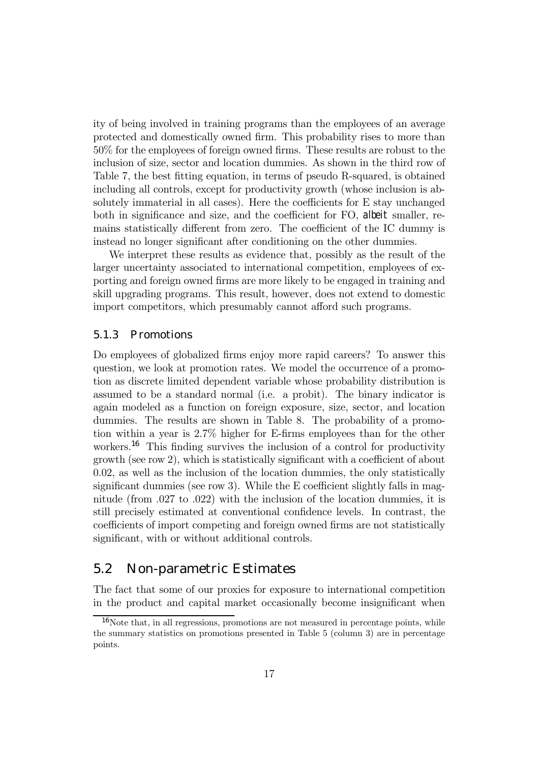ity of being involved in training programs than the employees of an average protected and domestically owned firm. This probability rises to more than 50% for the employees of foreign owned firms. These results are robust to the inclusion of size, sector and location dummies. As shown in the third row of Table 7, the best fitting equation, in terms of pseudo R-squared, is obtained including all controls, except for productivity growth (whose inclusion is absolutely immaterial in all cases). Here the coefficients for E stay unchanged both in significance and size, and the coefficient for FO, *albeit* smaller, remains statistically different from zero. The coefficient of the IC dummy is instead no longer significant after conditioning on the other dummies.

We interpret these results as evidence that, possibly as the result of the larger uncertainty associated to international competition, employees of exporting and foreign owned firms are more likely to be engaged in training and skill upgrading programs. This result, however, does not extend to domestic import competitors, which presumably cannot afford such programs.

#### 5.1.3 Promotions

Do employees of globalized firms enjoy more rapid careers? To answer this question, we look at promotion rates. We model the occurrence of a promotion as discrete limited dependent variable whose probability distribution is assumed to be a standard normal (i.e. a probit). The binary indicator is again modeled as a function on foreign exposure, size, sector, and location dummies. The results are shown in Table 8. The probability of a promotion within a year is 2.7% higher for E-firms employees than for the other workers.[16] This finding survives the inclusion of a control for productivity growth (see row 2), which is statistically significant with a coefficient of about 0.02, as well as the inclusion of the location dummies, the only statistically significant dummies (see row 3). While the E coefficient slightly falls in magnitude (from .027 to .022) with the inclusion of the location dummies, it is still precisely estimated at conventional confidence levels. In contrast, the coefficients of import competing and foreign owned firms are not statistically significant, with or without additional controls.

### 5.2 Non-parametric Estimates

The fact that some of our proxies for exposure to international competition in the product and capital market occasionally become insignificant when

[16] Note that, in all regressions, promotions are not measured in percentage points, while the summary statistics on promotions presented in Table 5 (column 3) are in percentage points.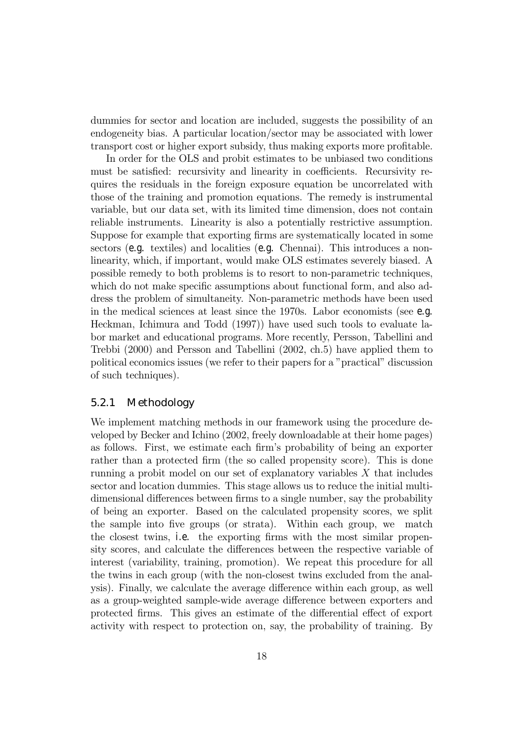dummies for sector and location are included, suggests the possibility of an endogeneity bias. A particular location/sector may be associated with lower transport cost or higher export subsidy, thus making exports more profitable.

In order for the OLS and probit estimates to be unbiased two conditions must be satisfied: recursivity and linearity in coefficients. Recursivity requires the residuals in the foreign exposure equation be uncorrelated with those of the training and promotion equations. The remedy is instrumental variable, but our data set, with its limited time dimension, does not contain reliable instruments. Linearity is also a potentially restrictive assumption. Suppose for example that exporting firms are systematically located in some sectors (*e.g.* textiles) and localities (*e.g.* Chennai). This introduces a non-linearity, which, if important, would make OLS estimates severely biased. A possible remedy to both problems is to resort to non-parametric techniques, which do not make specific assumptions about functional form, and also address the problem of simultaneity. Non-parametric methods have been used in the medical sciences at least since the 1970s. Labor economists (see *e.g.* Heckman, Ichimura and Todd (1997)) have used such tools to evaluate labor market and educational programs. More recently, Persson, Tabellini and Trebbi (2000) and Persson and Tabellini (2002, ch.5) have applied them to political economics issues (we refer to their papers for a "practical" discussion of such techniques).

### 5.2.1 Methodology

We implement matching methods in our framework using the procedure developed by Becker and Ichino (2002, freely downloadable at their home pages) as follows. First, we estimate each firm's probability of being an exporter rather than a protected firm (the so called propensity score). This is done running a probit model on our set of explanatory variables $X$ that includes sector and location dummies. This stage allows us to reduce the initial multi-dimensional differences between firms to a single number, say the probability of being an exporter. Based on the calculated propensity scores, we split the sample into five groups (or strata). Within each group, we match the closest twins, *i.e.* the exporting firms with the most similar propensity scores, and calculate the differences between the respective variable of interest (variability, training, promotion). We repeat this procedure for all the twins in each group (with the non-closest twins excluded from the analysis). Finally, we calculate the average difference within each group, as well as a group-weighted sample-wide average difference between exporters and protected firms. This gives an estimate of the differential effect of export activity with respect to protection on, say, the probability of training. By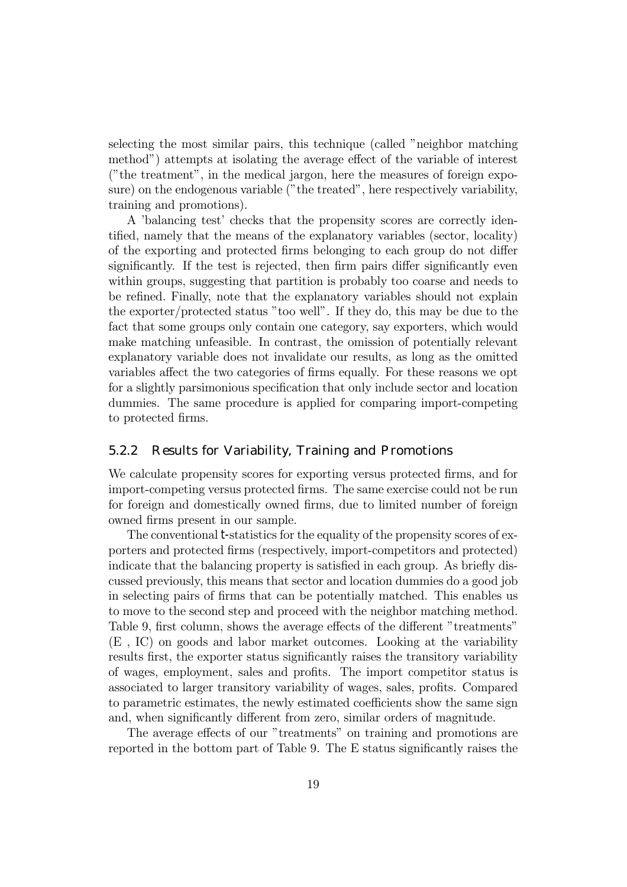selecting the most similar pairs, this technique (called "neighbor matching method") attempts at isolating the average effect of the variable of interest ("the treatment", in the medical jargon, here the measures of foreign exposure) on the endogenous variable ("the treated", here respectively variability, training and promotions).

A 'balancing test' checks that the propensity scores are correctly identified, namely that the means of the explanatory variables (sector, locality) of the exporting and protected firms belonging to each group do not differ significantly. If the test is rejected, then firm pairs differ significantly even within groups, suggesting that partition is probably too coarse and needs to be refined. Finally, note that the explanatory variables should not explain the exporter/protected status "too well". If they do, this may be due to the fact that some groups only contain one category, say exporters, which would make matching unfeasible. In contrast, the omission of potentially relevant explanatory variable does not invalidate our results, as long as the omitted variables affect the two categories of firms equally. For these reasons we opt for a slightly parsimonious specification that only include sector and location dummies. The same procedure is applied for comparing import-competing to protected firms.

### 5.2.2 Results for Variability, Training and Promotions

We calculate propensity scores for exporting versus protected firms, and for import-competing versus protected firms. The same exercise could not be run for foreign and domestically owned firms, due to limited number of foreign owned firms present in our sample.

The conventional $t$-statistics for the equality of the propensity scores of exporters and protected firms (respectively, import-competitors and protected) indicate that the balancing property is satisfied in each group. As briefly discussed previously, this means that sector and location dummies do a good job in selecting pairs of firms that can be potentially matched. This enables us to move to the second step and proceed with the neighbor matching method. Table 9, first column, shows the average effects of the different "treatments" (E , IC) on goods and labor market outcomes. Looking at the variability results first, the exporter status significantly raises the transitory variability of wages, employment, sales and profits. The import competitor status is associated to larger transitory variability of wages, sales, profits. Compared to parametric estimates, the newly estimated coefficients show the same sign and, when significantly different from zero, similar orders of magnitude.

The average effects of our "treatments" on training and promotions are reported in the bottom part of Table 9. The E status significantly raises the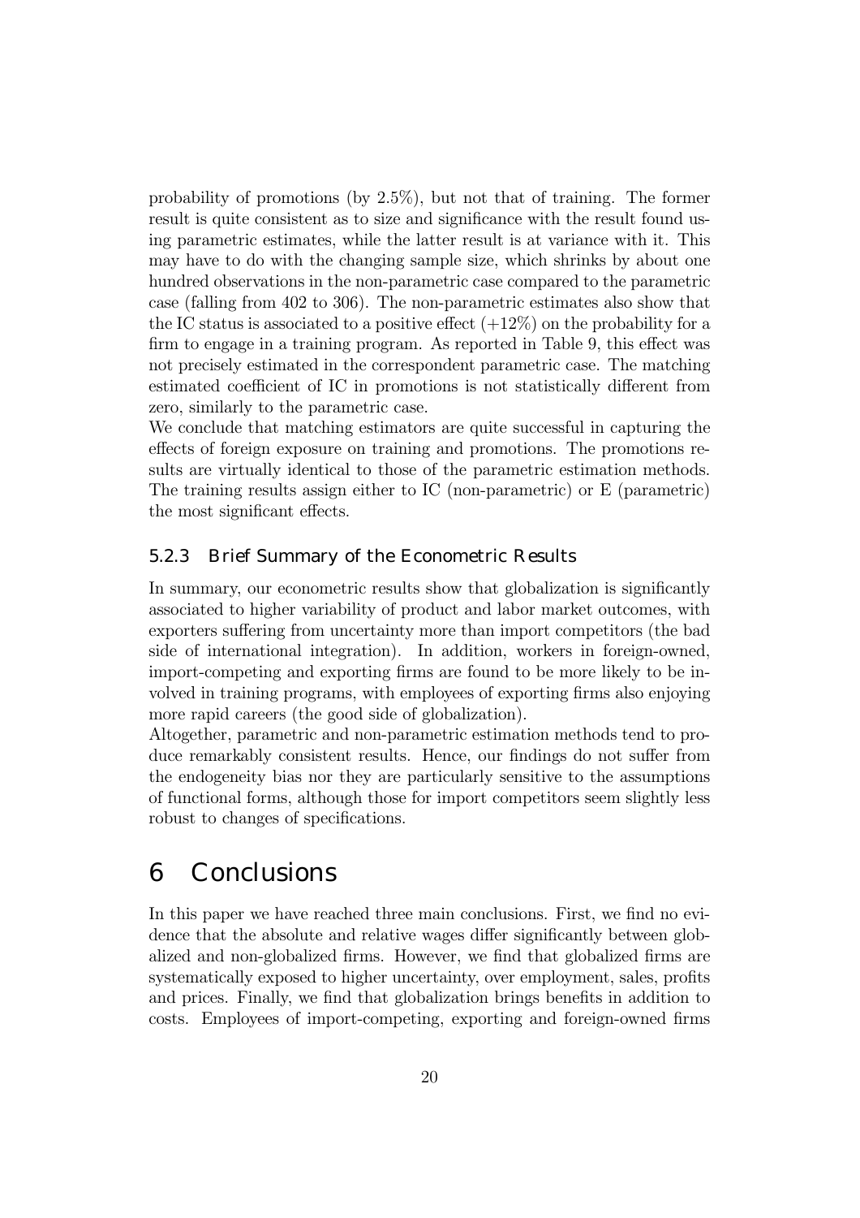probability of promotions (by 2.5%), but not that of training. The former result is quite consistent as to size and significance with the result found using parametric estimates, while the latter result is at variance with it. This may have to do with the changing sample size, which shrinks by about one hundred observations in the non-parametric case compared to the parametric case (falling from 402 to 306). The non-parametric estimates also show that the IC status is associated to a positive effect (+12%) on the probability for a firm to engage in a training program. As reported in Table 9, this effect was not precisely estimated in the correspondent parametric case. The matching estimated coefficient of IC in promotions is not statistically different from zero, similarly to the parametric case.

We conclude that matching estimators are quite successful in capturing the effects of foreign exposure on training and promotions. The promotions results are virtually identical to those of the parametric estimation methods. The training results assign either to IC (non-parametric) or E (parametric) the most significant effects.

### 5.2.3 Brief Summary of the Econometric Results

In summary, our econometric results show that globalization is significantly associated to higher variability of product and labor market outcomes, with exporters suffering from uncertainty more than import competitors (the bad side of international integration). In addition, workers in foreign-owned, import-competing and exporting firms are found to be more likely to be involved in training programs, with employees of exporting firms also enjoying more rapid careers (the good side of globalization).

Altogether, parametric and non-parametric estimation methods tend to produce remarkably consistent results. Hence, our findings do not suffer from the endogeneity bias nor they are particularly sensitive to the assumptions of functional forms, although those for import competitors seem slightly less robust to changes of specifications.

# 6 Conclusions

In this paper we have reached three main conclusions. First, we find no evidence that the absolute and relative wages differ significantly between globalized and non-globalized firms. However, we find that globalized firms are systematically exposed to higher uncertainty, over employment, sales, profits and prices. Finally, we find that globalization brings benefits in addition to costs. Employees of import-competing, exporting and foreign-owned firms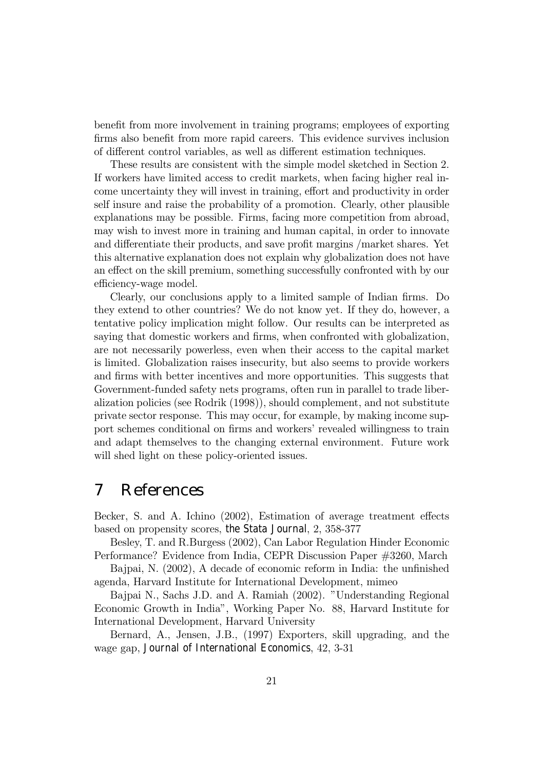benefit from more involvement in training programs; employees of exporting firms also benefit from more rapid careers. This evidence survives inclusion of different control variables, as well as different estimation techniques.

These results are consistent with the simple model sketched in Section 2. If workers have limited access to credit markets, when facing higher real income uncertainty they will invest in training, effort and productivity in order self insure and raise the probability of a promotion. Clearly, other plausible explanations may be possible. Firms, facing more competition from abroad, may wish to invest more in training and human capital, in order to innovate and differentiate their products, and save profit margins /market shares. Yet this alternative explanation does not explain why globalization does not have an effect on the skill premium, something successfully confronted with by our efficiency-wage model.

Clearly, our conclusions apply to a limited sample of Indian firms. Do they extend to other countries? We do not know yet. If they do, however, a tentative policy implication might follow. Our results can be interpreted as saying that domestic workers and firms, when confronted with globalization, are not necessarily powerless, even when their access to the capital market is limited. Globalization raises insecurity, but also seems to provide workers and firms with better incentives and more opportunities. This suggests that Government-funded safety nets programs, often run in parallel to trade liberalization policies (see Rodrik (1998)), should complement, and not substitute private sector response. This may occur, for example, by making income support schemes conditional on firms and workers' revealed willingness to train and adapt themselves to the changing external environment. Future work will shed light on these policy-oriented issues.

# 7 References

Becker, S. and A. Ichino (2002), Estimation of average treatment effects based on propensity scores, *the Stata Journal*, 2, 358-377

Besley, T. and R.Burgess (2002), Can Labor Regulation Hinder Economic Performance? Evidence from India, CEPR Discussion Paper #3260, March

Bajpai, N. (2002), A decade of economic reform in India: the unfinished agenda, Harvard Institute for International Development, mimeo

Bajpai N., Sachs J.D. and A. Ramiah (2002). "Understanding Regional Economic Growth in India", Working Paper No. 88, Harvard Institute for International Development, Harvard University

Bernard, A., Jensen, J.B., (1997) Exporters, skill upgrading, and the wage gap, *Journal of International Economics*, 42, 3-31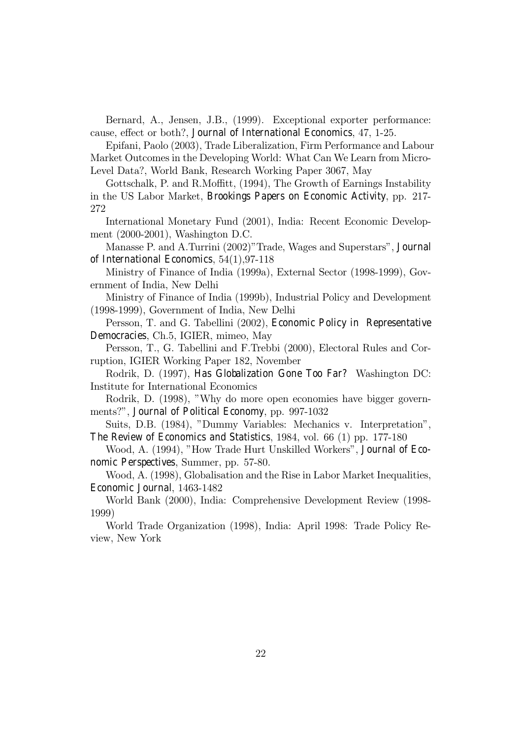Bernard, A., Jensen, J.B., (1999). Exceptional exporter performance: cause, effect or both?, *Journal of International Economics*, 47, 1-25.

Epifani, Paolo (2003), Trade Liberalization, Firm Performance and Labour Market Outcomes in the Developing World: What Can We Learn from Micro-Level Data?, World Bank, Research Working Paper 3067, May

Gottschalk, P. and R.Moffitt, (1994), The Growth of Earnings Instability in the US Labor Market, *Brookings Papers on Economic Activity*, pp. 217-272

International Monetary Fund (2001), India: Recent Economic Development (2000-2001), Washington D.C.

Manasse P. and A.Turrini (2002)"Trade, Wages and Superstars", *Journal of International Economics*, 54(1),97-118

Ministry of Finance of India (1999a), External Sector (1998-1999), Government of India, New Delhi

Ministry of Finance of India (1999b), Industrial Policy and Development (1998-1999), Government of India, New Delhi

Persson, T. and G. Tabellini (2002), *Economic Policy in Representative Democracies*, Ch.5, IGIER, mimeo, May

Persson, T., G. Tabellini and F.Trebbi (2000), Electoral Rules and Corruption, IGIER Working Paper 182, November

Rodrik, D. (1997), *Has Globalization Gone Too Far?* Washington DC: Institute for International Economics

Rodrik, D. (1998), "Why do more open economies have bigger governments?", *Journal of Political Economy*, pp. 997-1032

Suits, D.B. (1984), "Dummy Variables: Mechanics v. Interpretation", *The Review of Economics and Statistics*, 1984, vol. 66 (1) pp. 177-180

Wood, A. (1994), "How Trade Hurt Unskilled Workers", *Journal of Economic Perspectives*, Summer, pp. 57-80.

Wood, A. (1998), Globalisation and the Rise in Labor Market Inequalities, *Economic Journal*, 1463-1482

World Bank (2000), India: Comprehensive Development Review (1998-1999)

World Trade Organization (1998), India: April 1998: Trade Policy Review, New York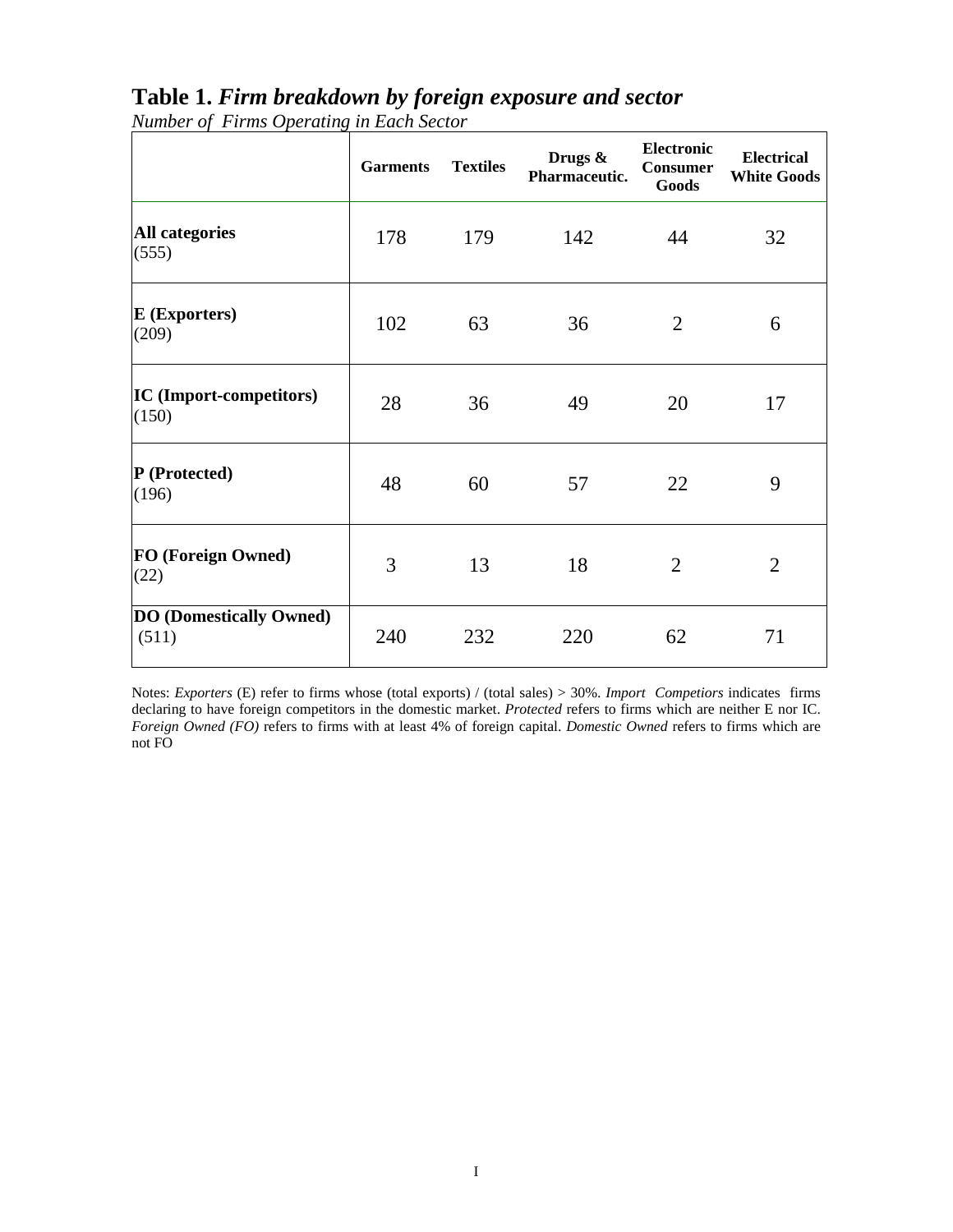# **Table 1.** ***Firm breakdown by foreign exposure and sector***

*Number of Firms Operating in Each Sector*

| | Garments | Textiles | Drugs & Pharmaceutic. | Electronic Consumer Goods | Electrical White Goods |
|---|---|---|---|---|---|
| **All categories** (555) | 178 | 179 | 142 | 44 | 32 |
| **E (Exporters)** (209) | 102 | 63 | 36 | 2 | 6 |
| **IC (Import-competitors)** (150) | 28 | 36 | 49 | 20 | 17 |
| **P (Protected)** (196) | 48 | 60 | 57 | 22 | 9 |
| **FO (Foreign Owned)** (22) | 3 | 13 | 18 | 2 | 2 |
| **DO (Domestically Owned)** (511) | 240 | 232 | 220 | 62 | 71 |

Notes: *Exporters* (E) refer to firms whose (total exports) / (total sales) > 30%. *Import Competiors* indicates firms declaring to have foreign competitors in the domestic market. *Protected* refers to firms which are neither E nor IC. *Foreign Owned (FO)* refers to firms with at least 4% of foreign capital. *Domestic Owned* refers to firms which are not FO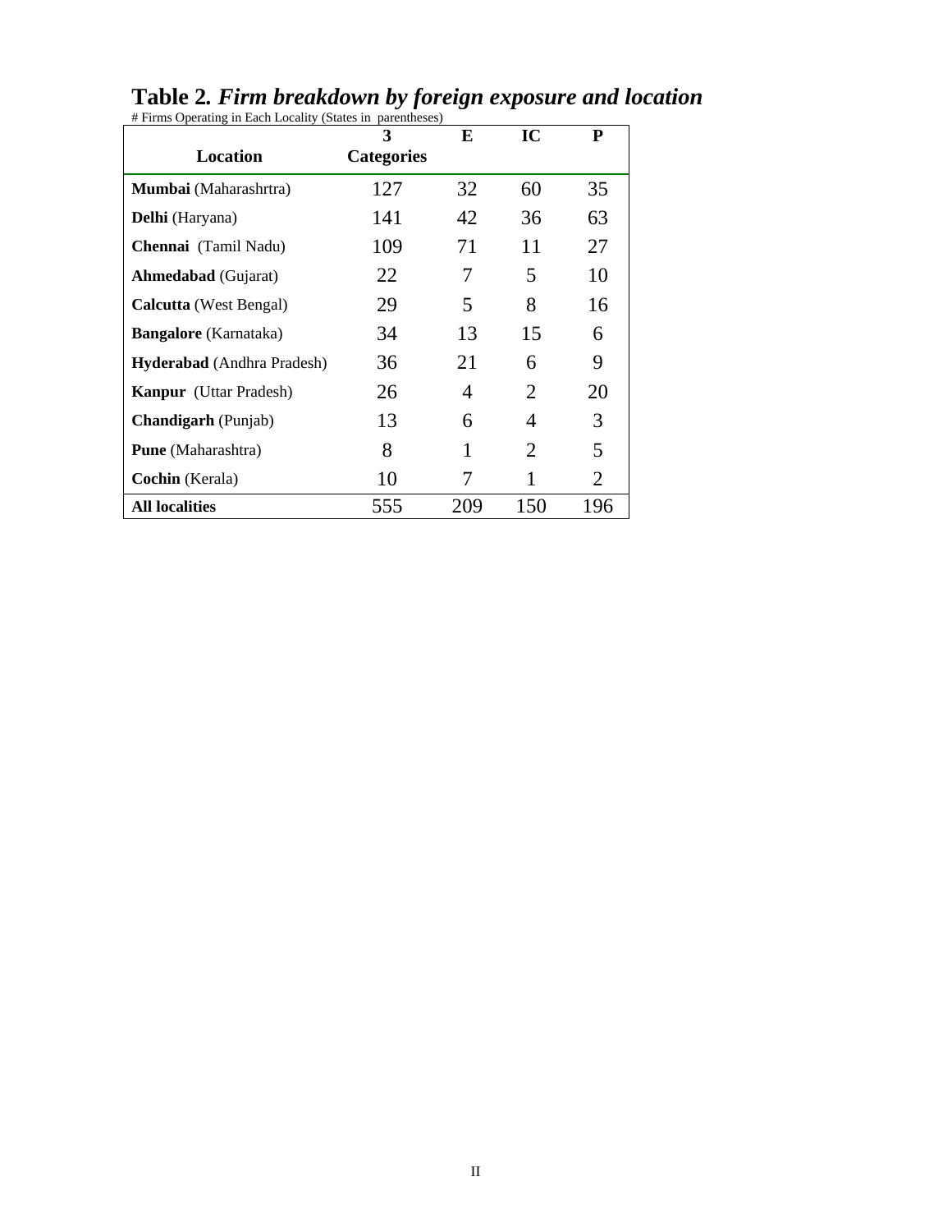**Table 2.** ***Firm breakdown by foreign exposure and location***

# Firms Operating in Each Locality (States in parentheses)

| Location | 3 Categories | E | IC | P |
|---|---|---|---|---|
| **Mumbai** (Maharashrtra) | 127 | 32 | 60 | 35 |
| **Delhi** (Haryana) | 141 | 42 | 36 | 63 |
| **Chennai** (Tamil Nadu) | 109 | 71 | 11 | 27 |
| **Ahmedabad** (Gujarat) | 22 | 7 | 5 | 10 |
| **Calcutta** (West Bengal) | 29 | 5 | 8 | 16 |
| **Bangalore** (Karnataka) | 34 | 13 | 15 | 6 |
| **Hyderabad** (Andhra Pradesh) | 36 | 21 | 6 | 9 |
| **Kanpur** (Uttar Pradesh) | 26 | 4 | 2 | 20 |
| **Chandigarh** (Punjab) | 13 | 6 | 4 | 3 |
| **Pune** (Maharashtra) | 8 | 1 | 2 | 5 |
| **Cochin** (Kerala) | 10 | 7 | 1 | 2 |
| **All localities** | 555 | 209 | 150 | 196 |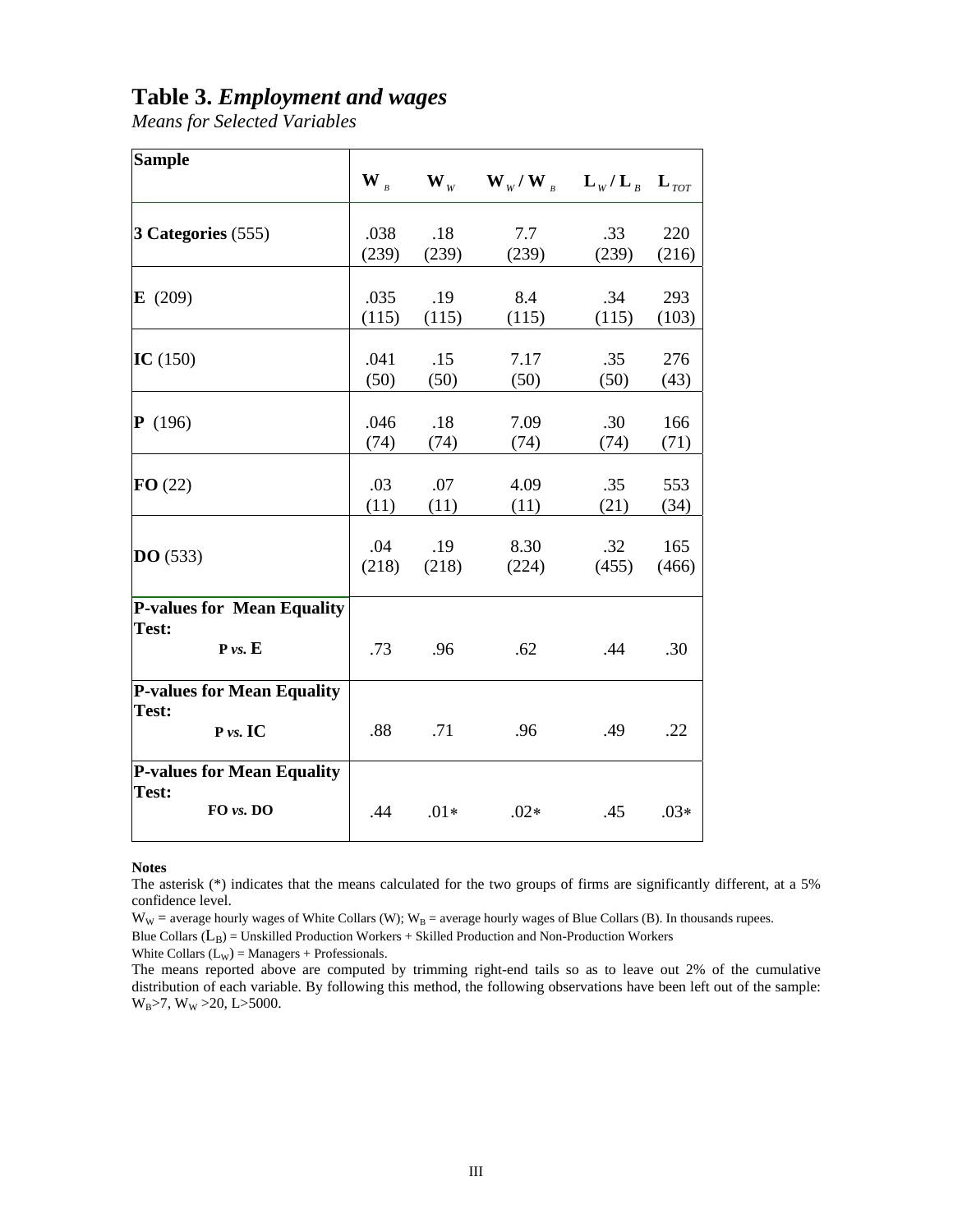# Table 3. *Employment and wages*

*Means for Selected Variables*

| Sample | $W_B$ | $W_W$ | $W_W / W_B$ | $L_W / L_B$ | $L_{TOT}$ |
|---|---|---|---|---|---|
| **3 Categories** (555) | .038 (239) | .18 (239) | 7.7 (239) | .33 (239) | 220 (216) |
| **E** (209) | .035 (115) | .19 (115) | 8.4 (115) | .34 (115) | 293 (103) |
| **IC** (150) | .041 (50) | .15 (50) | 7.17 (50) | .35 (50) | 276 (43) |
| **P** (196) | .046 (74) | .18 (74) | 7.09 (74) | .30 (74) | 166 (71) |
| **FO** (22) | .03 (11) | .07 (11) | 4.09 (11) | .35 (21) | 553 (34) |
| **DO** (533) | .04 (218) | .19 (218) | 8.30 (224) | .32 (455) | 165 (466) |
| **P-values for Mean Equality Test:** **P *vs.* E** | .73 | .96 | .62 | .44 | .30 |
| **P-values for Mean Equality Test:** **P *vs.* IC** | .88 | .71 | .96 | .49 | .22 |
| **P-values for Mean Equality Test:** **FO *vs.* DO** | .44 | .01* | .02* | .45 | .03* |

**Notes**

The asterisk (*) indicates that the means calculated for the two groups of firms are significantly different, at a 5% confidence level.

$W_W$ = average hourly wages of White Collars (W); $W_B$ = average hourly wages of Blue Collars (B). In thousands rupees.

Blue Collars ($L_B$) = Unskilled Production Workers + Skilled Production and Non-Production Workers

White Collars ($L_W$) = Managers + Professionals.

The means reported above are computed by trimming right-end tails so as to leave out 2% of the cumulative distribution of each variable. By following this method, the following observations have been left out of the sample: $W_B$>7, $W_W$ >20, L>5000.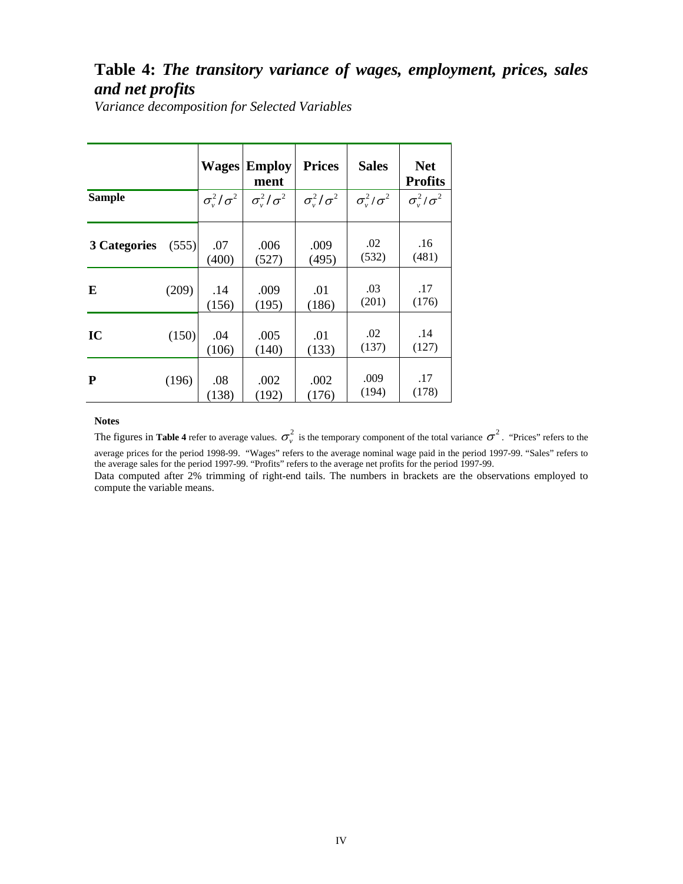## Table 4: *The transitory variance of wages, employment, prices, sales and net profits*

*Variance decomposition for Selected Variables*

| | | Wages | Employment | Prices | Sales | Net Profits |
|---|---|---|---|---|---|---|
| **Sample** | | $\sigma_v^2/\sigma^2$ | $\sigma_v^2/\sigma^2$ | $\sigma_v^2/\sigma^2$ | $\sigma_v^2/\sigma^2$ | $\sigma_v^2/\sigma^2$ |
| **3 Categories** | (555) | .07 (400) | .006 (527) | .009 (495) | .02 (532) | .16 (481) |
| **E** | (209) | .14 (156) | .009 (195) | .01 (186) | .03 (201) | .17 (176) |
| **IC** | (150) | .04 (106) | .005 (140) | .01 (133) | .02 (137) | .14 (127) |
| **P** | (196) | .08 (138) | .002 (192) | .002 (176) | .009 (194) | .17 (178) |

**Notes**

The figures in **Table 4** refer to average values. $\sigma_v^2$ is the temporary component of the total variance $\sigma^2$. "Prices" refers to the average prices for the period 1998-99. "Wages" refers to the average nominal wage paid in the period 1997-99. "Sales" refers to the average sales for the period 1997-99. "Profits" refers to the average net profits for the period 1997-99.

Data computed after 2% trimming of right-end tails. The numbers in brackets are the observations employed to compute the variable means.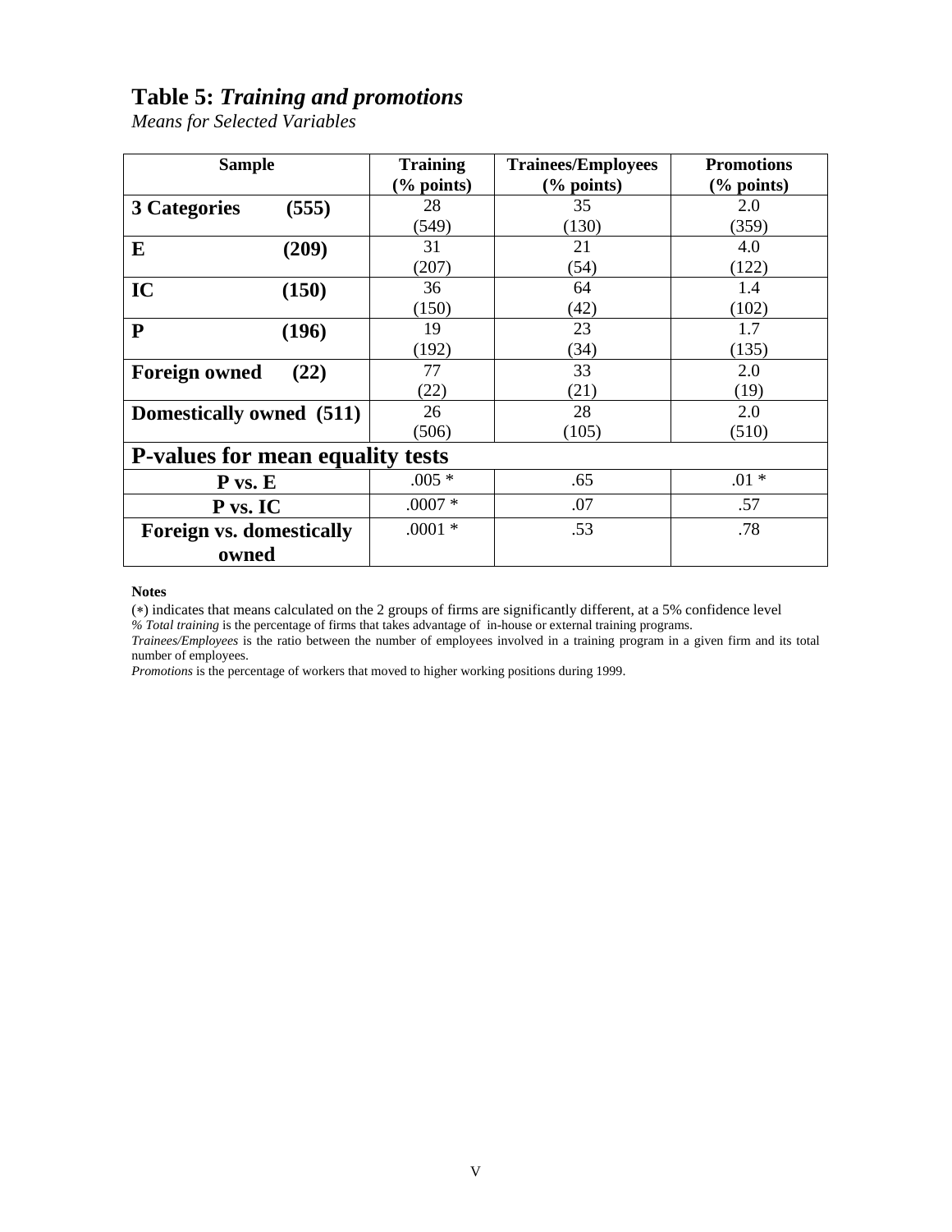# Table 5: *Training and promotions*

*Means for Selected Variables*

| Sample | Training (% points) | Trainees/Employees (% points) | Promotions (% points) |
|---|---|---|---|
| **3 Categories (555)** | 28<br>(549) | 35<br>(130) | 2.0<br>(359) |
| **E (209)** | 31<br>(207) | 21<br>(54) | 4.0<br>(122) |
| **IC (150)** | 36<br>(150) | 64<br>(42) | 1.4<br>(102) |
| **P (196)** | 19<br>(192) | 23<br>(34) | 1.7<br>(135) |
| **Foreign owned (22)** | 77<br>(22) | 33<br>(21) | 2.0<br>(19) |
| **Domestically owned (511)** | 26<br>(506) | 28<br>(105) | 2.0<br>(510) |
| **P-values for mean equality tests** | | | |
| **P vs. E** | .005 * | .65 | .01 * |
| **P vs. IC** | .0007 * | .07 | .57 |
| **Foreign vs. domestically owned** | .0001 * | .53 | .78 |

**Notes**

(*) indicates that means calculated on the 2 groups of firms are significantly different, at a 5% confidence level

*% Total training* is the percentage of firms that takes advantage of in-house or external training programs.

*Trainees/Employees* is the ratio between the number of employees involved in a training program in a given firm and its total number of employees.

*Promotions* is the percentage of workers that moved to higher working positions during 1999.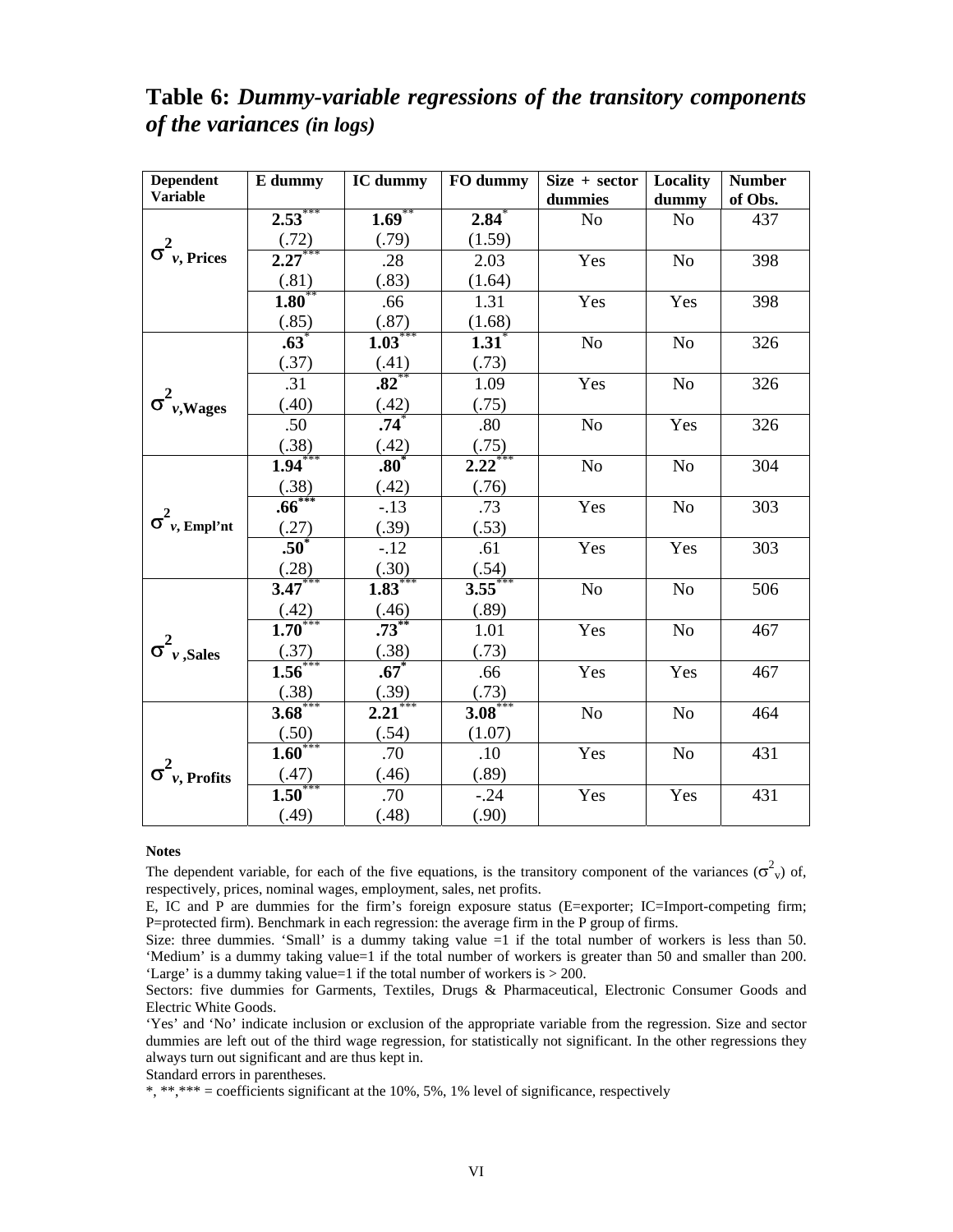# Table 6: *Dummy-variable regressions of the transitory components of the variances (in logs)*

| Dependent Variable | E dummy | IC dummy | FO dummy | Size + sector dummies | Locality dummy | Number of Obs. |
|---|---|---|---|---|---|---|
| $\sigma^2_{v,\ Prices}$ | **2.53**\*\*\* (.72) | **1.69**\*\* (.79) | **2.84**\* (1.59) | No | No | 437 |
| | **2.27**\*\*\* (.81) | .28 (.83) | 2.03 (1.64) | Yes | No | 398 |
| | **1.80**\*\* (.85) | .66 (.87) | 1.31 (1.68) | Yes | Yes | 398 |
| $\sigma^2_{v,Wages}$ | **.63**\* (.37) | **1.03**\*\*\* (.41) | **1.31**\* (.73) | No | No | 326 |
| | .31 (.40) | **.82**\*\* (.42) | 1.09 (.75) | Yes | No | 326 |
| | .50 (.38) | **.74**\* (.42) | .80 (.75) | No | Yes | 326 |
| $\sigma^2_{v,\ Empl'nt}$ | **1.94**\*\*\* (.38) | **.80**\* (.42) | **2.22**\*\*\* (.76) | No | No | 304 |
| | **.66**\*\*\* (.27) | -.13 (.39) | .73 (.53) | Yes | No | 303 |
| | **.50**\* (.28) | -.12 (.30) | .61 (.54) | Yes | Yes | 303 |
| $\sigma^2_{v,Sales}$ | **3.47**\*\*\* (.42) | **1.83**\*\*\* (.46) | **3.55**\*\*\* (.89) | No | No | 506 |
| | **1.70**\*\*\* (.37) | **.73**\*\* (.38) | 1.01 (.73) | Yes | No | 467 |
| | **1.56**\*\*\* (.38) | **.67**\* (.39) | .66 (.73) | Yes | Yes | 467 |
| $\sigma^2_{v,\ Profits}$ | **3.68**\*\*\* (.50) | **2.21**\*\*\* (.54) | **3.08**\*\*\* (1.07) | No | No | 464 |
| | **1.60**\*\*\* (.47) | .70 (.46) | .10 (.89) | Yes | No | 431 |
| | **1.50**\*\*\* (.49) | .70 (.48) | -.24 (.90) | Yes | Yes | 431 |

**Notes**

The dependent variable, for each of the five equations, is the transitory component of the variances ($\sigma^2_v$) of, respectively, prices, nominal wages, employment, sales, net profits.

E, IC and P are dummies for the firm's foreign exposure status (E=exporter; IC=Import-competing firm; P=protected firm). Benchmark in each regression: the average firm in the P group of firms.

Size: three dummies. 'Small' is a dummy taking value =1 if the total number of workers is less than 50. 'Medium' is a dummy taking value=1 if the total number of workers is greater than 50 and smaller than 200. 'Large' is a dummy taking value=1 if the total number of workers is > 200.

Sectors: five dummies for Garments, Textiles, Drugs & Pharmaceutical, Electronic Consumer Goods and Electric White Goods.

'Yes' and 'No' indicate inclusion or exclusion of the appropriate variable from the regression. Size and sector dummies are left out of the third wage regression, for statistically not significant. In the other regressions they always turn out significant and are thus kept in.

Standard errors in parentheses.

*, **,*** = coefficients significant at the 10%, 5%, 1% level of significance, respectively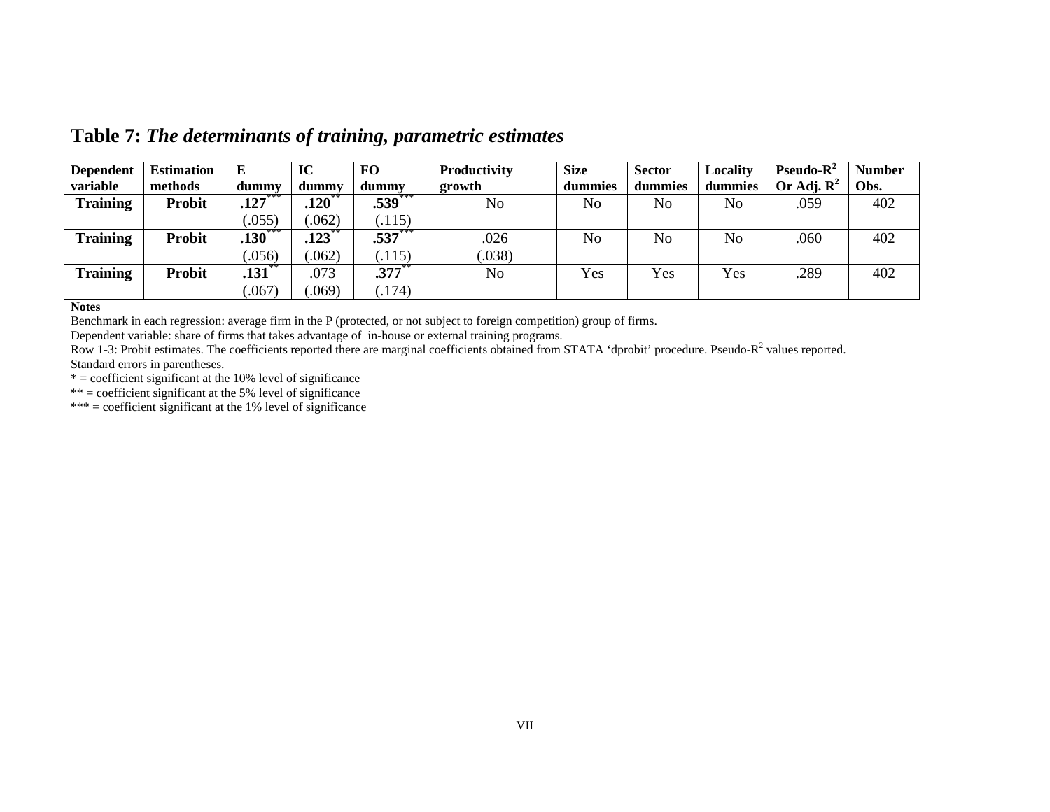**Table 7:** ***The determinants of training, parametric estimates***

| Dependent variable | Estimation methods | E dummy | IC dummy | FO dummy | Productivity growth | Size dummies | Sector dummies | Locality dummies | Pseudo-$R^2$ Or Adj. $R^2$ | Number Obs. |
|---|---|---|---|---|---|---|---|---|---|---|
| **Training** | **Probit** | **.127**\*\*\* (.055) | **.120**\*\* (.062) | **.539**\*\*\* (.115) | No | No | No | No | .059 | 402 |
| **Training** | **Probit** | **.130**\*\*\* (.056) | **.123**\*\* (.062) | **.537**\*\*\* (.115) | .026 (.038) | No | No | No | .060 | 402 |
| **Training** | **Probit** | **.131**\*\* (.067) | .073 (.069) | **.377**\*\* (.174) | No | Yes | Yes | Yes | .289 | 402 |

**Notes**

Benchmark in each regression: average firm in the P (protected, or not subject to foreign competition) group of firms.

Dependent variable: share of firms that takes advantage of in-house or external training programs.

Row 1-3: Probit estimates. The coefficients reported there are marginal coefficients obtained from STATA 'dprobit' procedure. Pseudo-$R^2$ values reported.

Standard errors in parentheses.

* = coefficient significant at the 10% level of significance

** = coefficient significant at the 5% level of significance

*** = coefficient significant at the 1% level of significance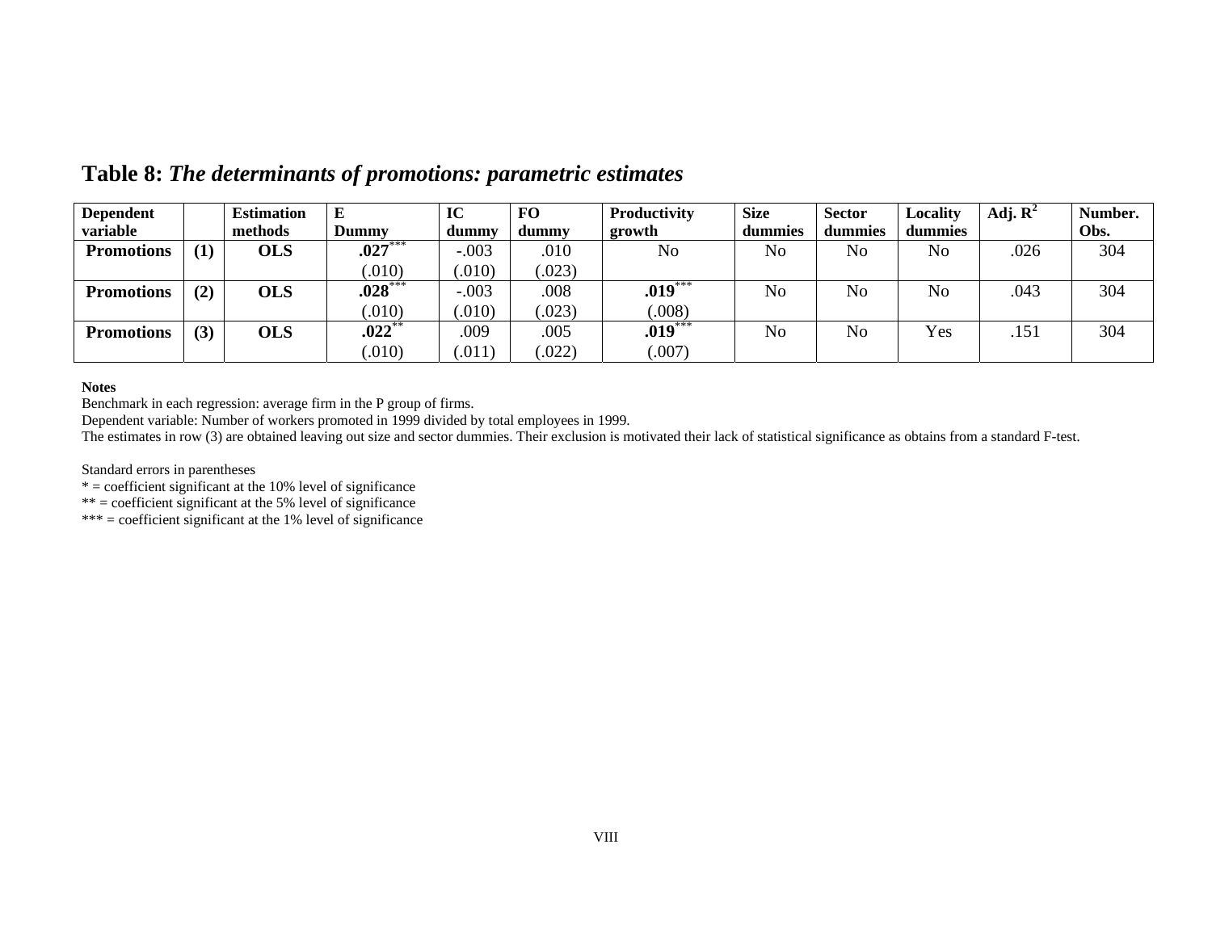# **Table 8:** *The determinants of promotions: parametric estimates*

| Dependent variable | | Estimation methods | E Dummy | IC dummy | FO dummy | Productivity growth | Size dummies | Sector dummies | Locality dummies | Adj. $R^2$ | Number. Obs. |
|---|---|---|---|---|---|---|---|---|---|---|---|
| **Promotions** | **(1)** | **OLS** | **.027**\*\*\* (.010) | -.003 (.010) | .010 (.023) | No | No | No | No | .026 | 304 |
| **Promotions** | **(2)** | **OLS** | **.028**\*\*\* (.010) | -.003 (.010) | .008 (.023) | **.019**\*\*\* (.008) | No | No | No | .043 | 304 |
| **Promotions** | **(3)** | **OLS** | **.022**\*\* (.010) | .009 (.011) | .005 (.022) | **.019**\*\*\* (.007) | No | No | Yes | .151 | 304 |

**Notes**

Benchmark in each regression: average firm in the P group of firms.

Dependent variable: Number of workers promoted in 1999 divided by total employees in 1999.

The estimates in row (3) are obtained leaving out size and sector dummies. Their exclusion is motivated their lack of statistical significance as obtains from a standard F-test.

Standard errors in parentheses

* = coefficient significant at the 10% level of significance

** = coefficient significant at the 5% level of significance

*** = coefficient significant at the 1% level of significance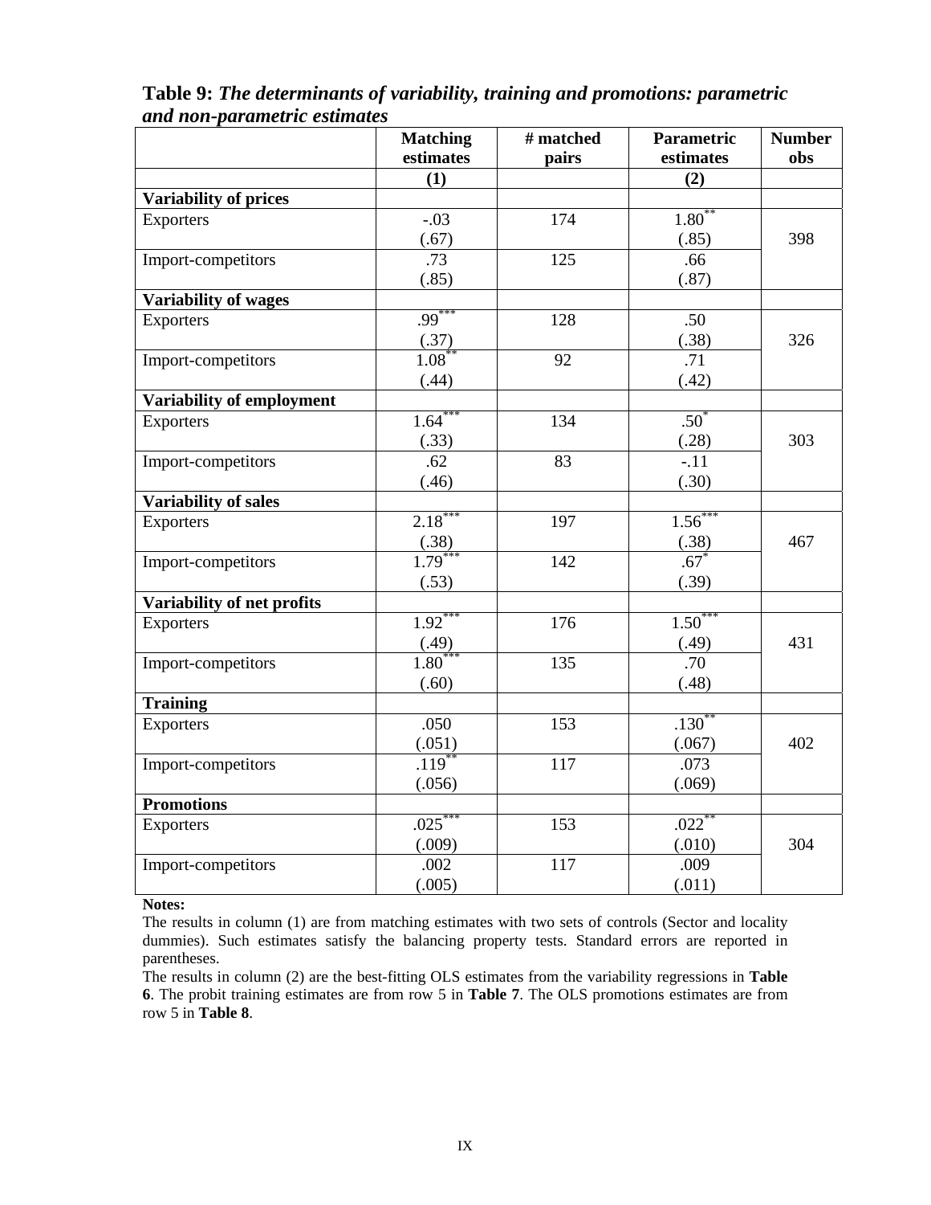**Table 9:** ***The determinants of variability, training and promotions: parametric and non-parametric estimates***

| | Matching estimates | # matched pairs | Parametric estimates | Number obs |
|---|---|---|---|---|
| | (1) | | (2) | |
| **Variability of prices** | | | | |
| Exporters | -.03 (.67) | 174 | 1.80** (.85) | 398 |
| Import-competitors | .73 (.85) | 125 | .66 (.87) | |
| **Variability of wages** | | | | |
| Exporters | .99*** (.37) | 128 | .50 (.38) | 326 |
| Import-competitors | 1.08** (.44) | 92 | .71 (.42) | |
| **Variability of employment** | | | | |
| Exporters | 1.64*** (.33) | 134 | .50* (.28) | 303 |
| Import-competitors | .62 (.46) | 83 | -.11 (.30) | |
| **Variability of sales** | | | | |
| Exporters | 2.18*** (.38) | 197 | 1.56*** (.38) | 467 |
| Import-competitors | 1.79*** (.53) | 142 | .67* (.39) | |
| **Variability of net profits** | | | | |
| Exporters | 1.92*** (.49) | 176 | 1.50*** (.49) | 431 |
| Import-competitors | 1.80*** (.60) | 135 | .70 (.48) | |
| **Training** | | | | |
| Exporters | .050 (.051) | 153 | .130** (.067) | 402 |
| Import-competitors | .119** (.056) | 117 | .073 (.069) | |
| **Promotions** | | | | |
| Exporters | .025*** (.009) | 153 | .022** (.010) | 304 |
| Import-competitors | .002 (.005) | 117 | .009 (.011) | |

**Notes:**

The results in column (1) are from matching estimates with two sets of controls (Sector and locality dummies). Such estimates satisfy the balancing property tests. Standard errors are reported in parentheses.

The results in column (2) are the best-fitting OLS estimates from the variability regressions in **Table 6**. The probit training estimates are from row 5 in **Table 7**. The OLS promotions estimates are from row 5 in **Table 8**.